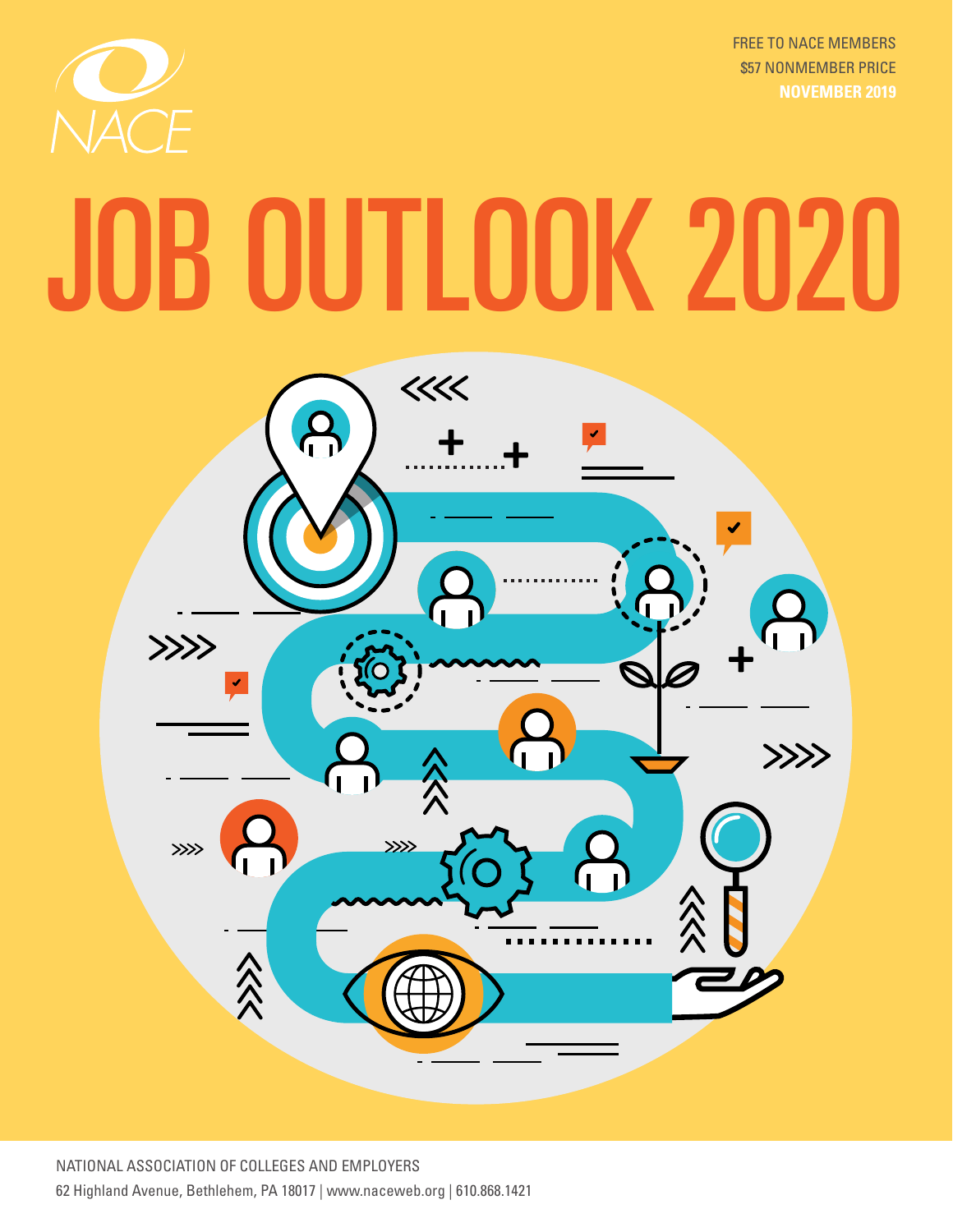NACE

FREE TO NACE MEMBERS
$57 NONMEMBER PRICE
**NOVEMBER 2019**

# JOB OUTLOOK 2020

NATIONAL ASSOCIATION OF COLLEGES AND EMPLOYERS
62 Highland Avenue, Bethlehem, PA 18017 | www.naceweb.org | 610.868.1421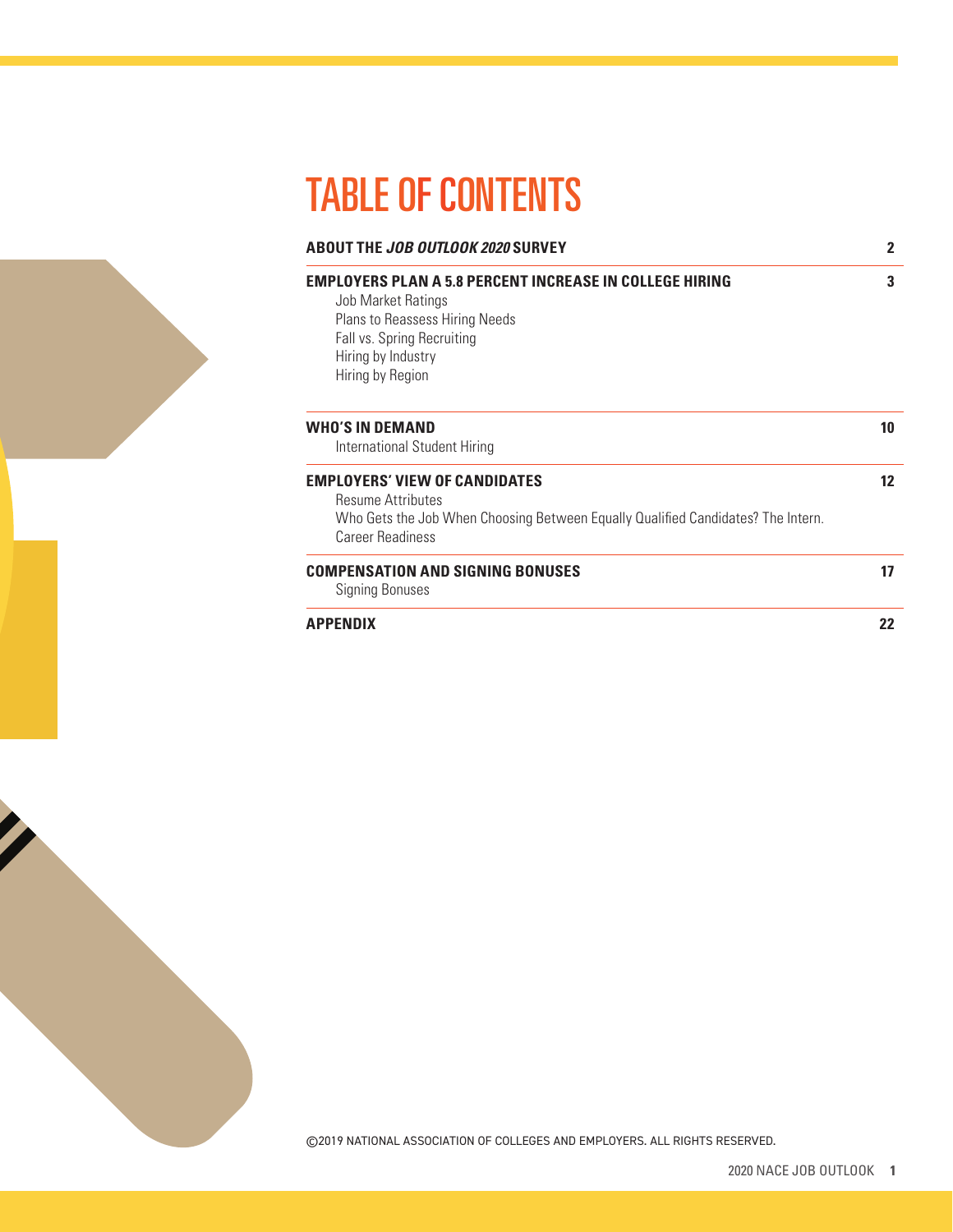# TABLE OF CONTENTS

| | |
|---|---|
| **ABOUT THE *JOB OUTLOOK 2020* SURVEY** | **2** |
| **EMPLOYERS PLAN A 5.8 PERCENT INCREASE IN COLLEGE HIRING**<br>Job Market Ratings<br>Plans to Reassess Hiring Needs<br>Fall vs. Spring Recruiting<br>Hiring by Industry<br>Hiring by Region | **3** |
| **WHO'S IN DEMAND**<br>International Student Hiring | **10** |
| **EMPLOYERS' VIEW OF CANDIDATES**<br>Resume Attributes<br>Who Gets the Job When Choosing Between Equally Qualified Candidates? The Intern.<br>Career Readiness | **12** |
| **COMPENSATION AND SIGNING BONUSES**<br>Signing Bonuses | **17** |
| **APPENDIX** | **22** |

©2019 NATIONAL ASSOCIATION OF COLLEGES AND EMPLOYERS. ALL RIGHTS RESERVED.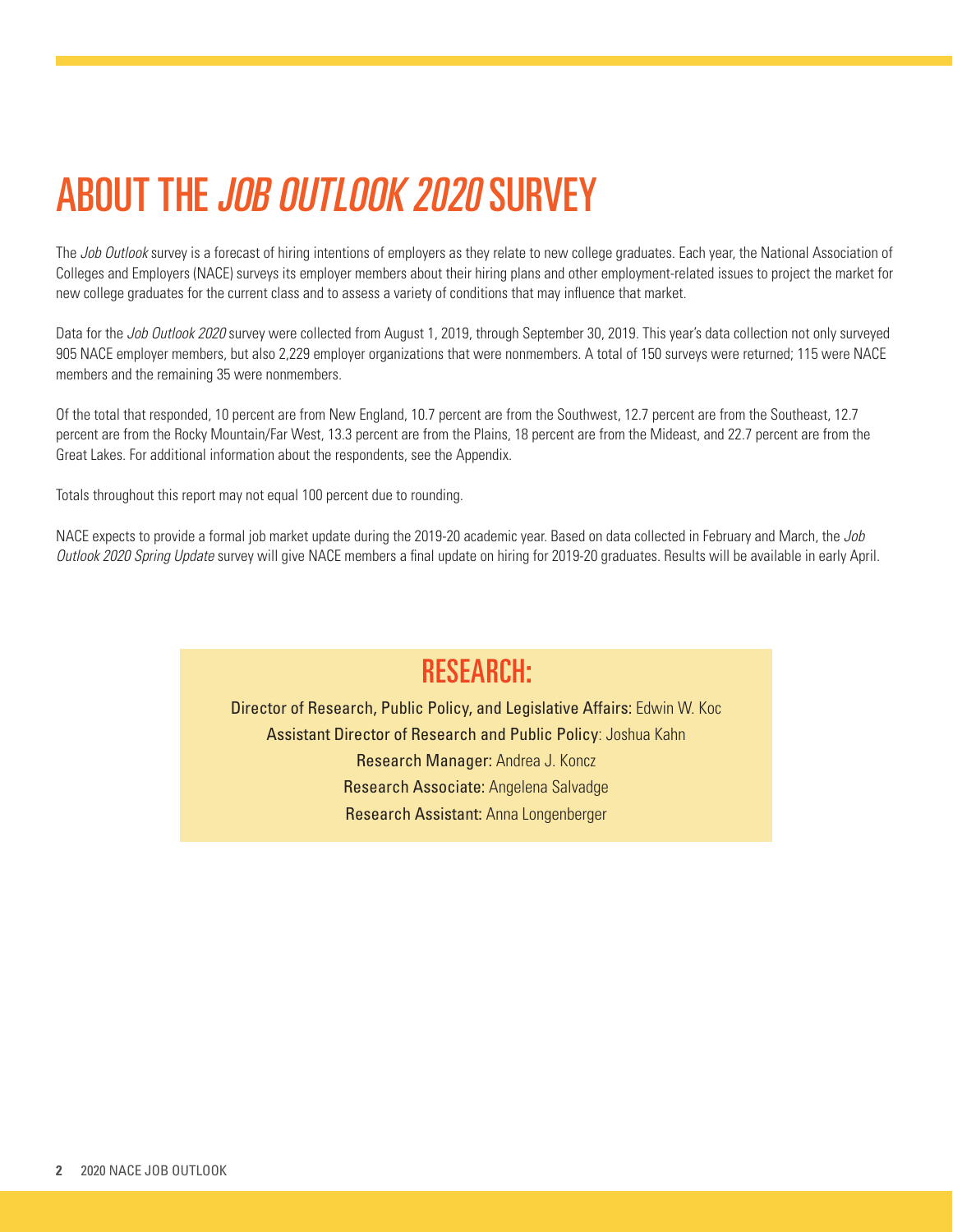# ABOUT THE *JOB OUTLOOK 2020* SURVEY

The *Job Outlook* survey is a forecast of hiring intentions of employers as they relate to new college graduates. Each year, the National Association of Colleges and Employers (NACE) surveys its employer members about their hiring plans and other employment-related issues to project the market for new college graduates for the current class and to assess a variety of conditions that may influence that market.

Data for the *Job Outlook 2020* survey were collected from August 1, 2019, through September 30, 2019. This year's data collection not only surveyed 905 NACE employer members, but also 2,229 employer organizations that were nonmembers. A total of 150 surveys were returned; 115 were NACE members and the remaining 35 were nonmembers.

Of the total that responded, 10 percent are from New England, 10.7 percent are from the Southwest, 12.7 percent are from the Southeast, 12.7 percent are from the Rocky Mountain/Far West, 13.3 percent are from the Plains, 18 percent are from the Mideast, and 22.7 percent are from the Great Lakes. For additional information about the respondents, see the Appendix.

Totals throughout this report may not equal 100 percent due to rounding.

NACE expects to provide a formal job market update during the 2019-20 academic year. Based on data collected in February and March, the *Job Outlook 2020 Spring Update* survey will give NACE members a final update on hiring for 2019-20 graduates. Results will be available in early April.

## RESEARCH:

**Director of Research, Public Policy, and Legislative Affairs:** Edwin W. Koc

**Assistant Director of Research and Public Policy**: Joshua Kahn

**Research Manager:** Andrea J. Koncz

**Research Associate:** Angelena Salvadge

**Research Assistant:** Anna Longenberger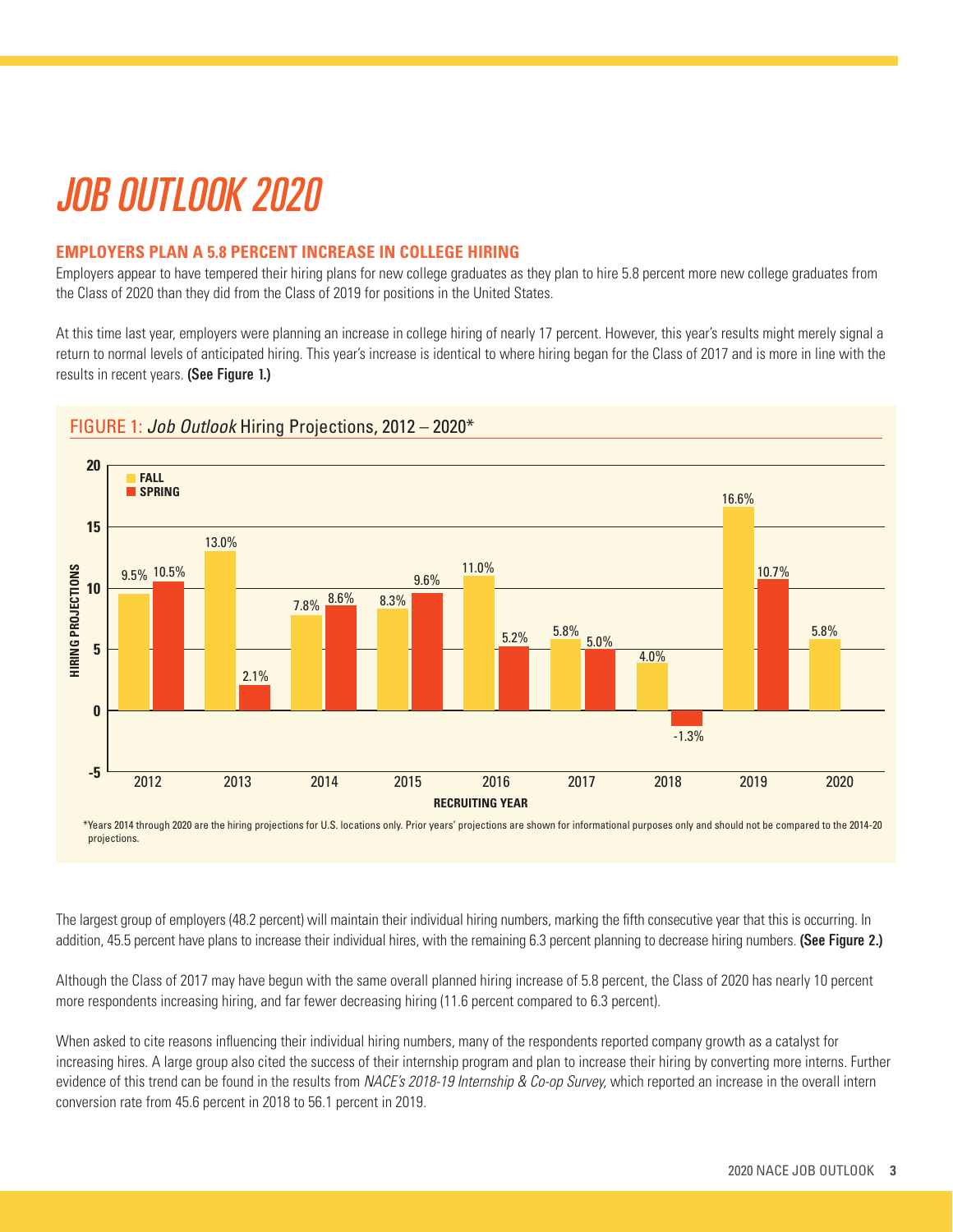# JOB OUTLOOK 2020

## EMPLOYERS PLAN A 5.8 PERCENT INCREASE IN COLLEGE HIRING

Employers appear to have tempered their hiring plans for new college graduates as they plan to hire 5.8 percent more new college graduates from the Class of 2020 than they did from the Class of 2019 for positions in the United States.

At this time last year, employers were planning an increase in college hiring of nearly 17 percent. However, this year's results might merely signal a return to normal levels of anticipated hiring. This year's increase is identical to where hiring began for the Class of 2017 and is more in line with the results in recent years. **(See Figure 1.)**

FIGURE 1: *Job Outlook* Hiring Projections, 2012 – 2020*

| Recruiting Year | Fall | Spring |
|---|---|---|
| 2012 | 9.5% | 10.5% |
| 2013 | 13.0% | 2.1% |
| 2014 | 7.8% | 8.6% |
| 2015 | 8.3% | 9.6% |
| 2016 | 11.0% | 5.2% |
| 2017 | 5.8% | 5.0% |
| 2018 | 4.0% | -1.3% |
| 2019 | 16.6% | 10.7% |
| 2020 | 5.8% | |

*Years 2014 through 2020 are the hiring projections for U.S. locations only. Prior years' projections are shown for informational purposes only and should not be compared to the 2014-20 projections.

The largest group of employers (48.2 percent) will maintain their individual hiring numbers, marking the fifth consecutive year that this is occurring. In addition, 45.5 percent have plans to increase their individual hires, with the remaining 6.3 percent planning to decrease hiring numbers. **(See Figure 2.)**

Although the Class of 2017 may have begun with the same overall planned hiring increase of 5.8 percent, the Class of 2020 has nearly 10 percent more respondents increasing hiring, and far fewer decreasing hiring (11.6 percent compared to 6.3 percent).

When asked to cite reasons influencing their individual hiring numbers, many of the respondents reported company growth as a catalyst for increasing hires. A large group also cited the success of their internship program and plan to increase their hiring by converting more interns. Further evidence of this trend can be found in the results from *NACE's 2018-19 Internship & Co-op Survey,* which reported an increase in the overall intern conversion rate from 45.6 percent in 2018 to 56.1 percent in 2019.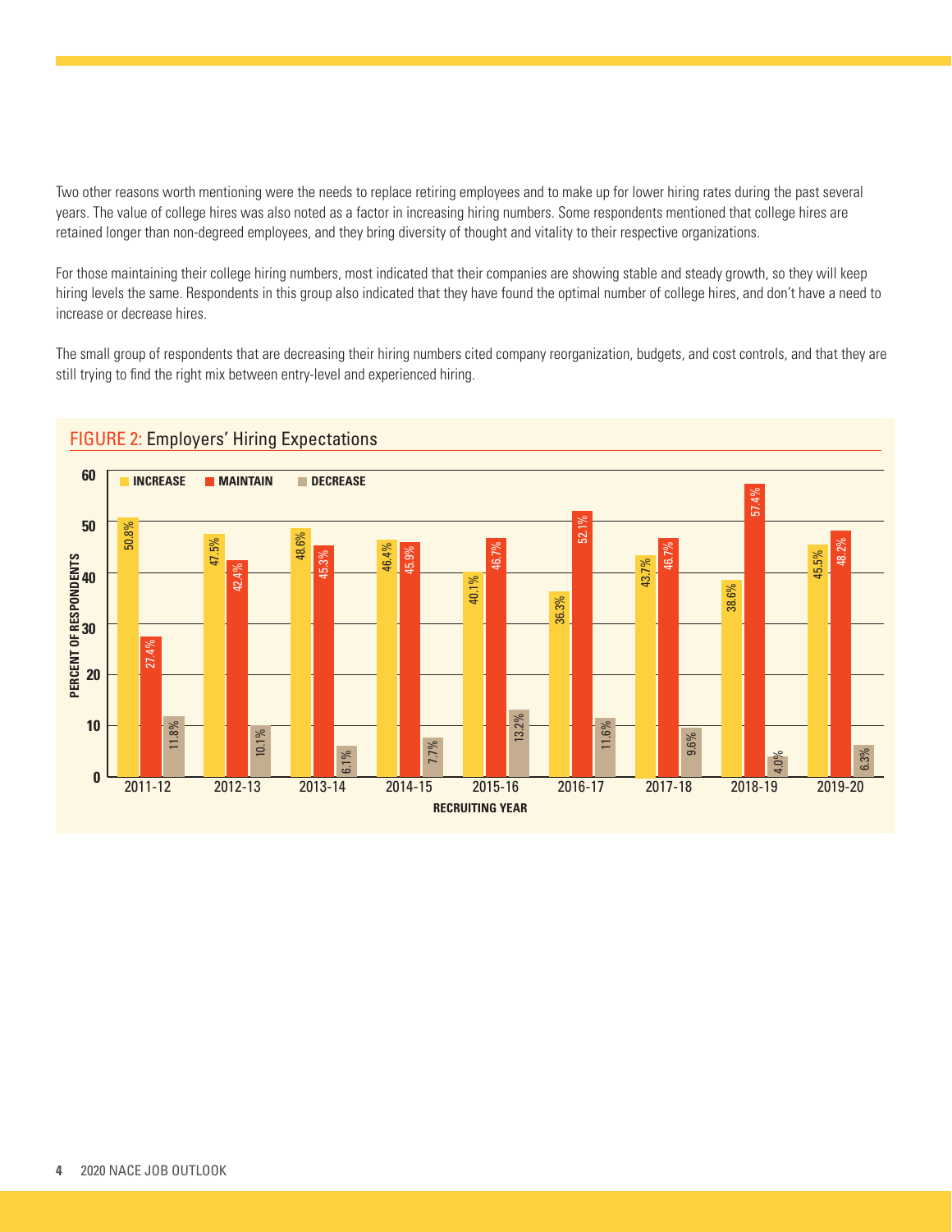Two other reasons worth mentioning were the needs to replace retiring employees and to make up for lower hiring rates during the past several years. The value of college hires was also noted as a factor in increasing hiring numbers. Some respondents mentioned that college hires are retained longer than non-degreed employees, and they bring diversity of thought and vitality to their respective organizations.

For those maintaining their college hiring numbers, most indicated that their companies are showing stable and steady growth, so they will keep hiring levels the same. Respondents in this group also indicated that they have found the optimal number of college hires, and don't have a need to increase or decrease hires.

The small group of respondents that are decreasing their hiring numbers cited company reorganization, budgets, and cost controls, and that they are still trying to find the right mix between entry-level and experienced hiring.

FIGURE 2: Employers' Hiring Expectations

| Recruiting Year | Increase | Maintain | Decrease |
| --- | --- | --- | --- |
| 2011-12 | 50.8% | 27.4% | 11.8% |
| 2012-13 | 47.5% | 42.4% | 10.1% |
| 2013-14 | 48.6% | 45.3% | 6.1% |
| 2014-15 | 46.4% | 45.9% | 7.7% |
| 2015-16 | 40.1% | 46.7% | 13.2% |
| 2016-17 | 36.3% | 52.1% | 11.6% |
| 2017-18 | 43.7% | 46.7% | 9.6% |
| 2018-19 | 38.6% | 57.4% | 4.0% |
| 2019-20 | 45.5% | 48.2% | 6.3% |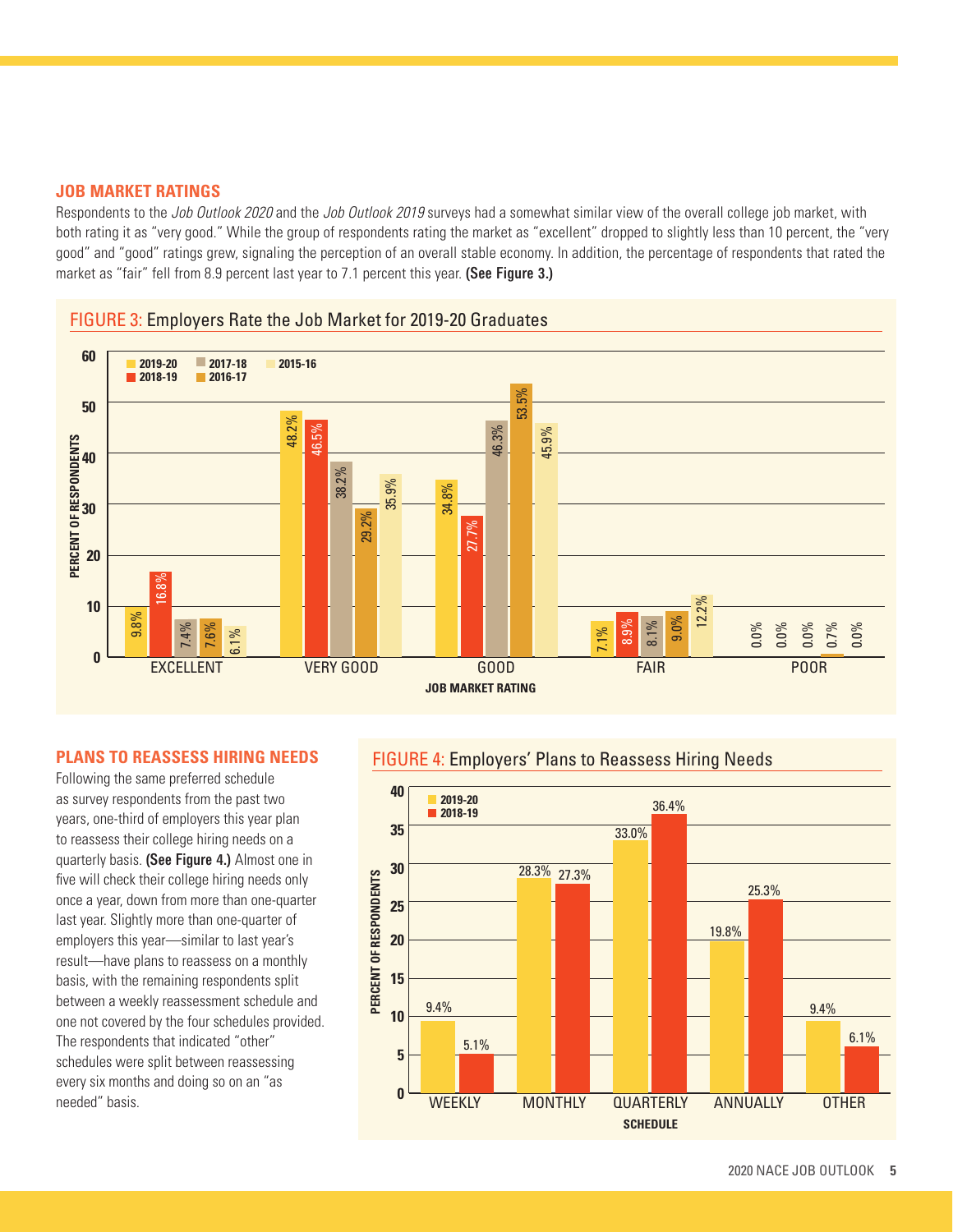## JOB MARKET RATINGS

Respondents to the *Job Outlook 2020* and the *Job Outlook 2019* surveys had a somewhat similar view of the overall college job market, with both rating it as "very good." While the group of respondents rating the market as "excellent" dropped to slightly less than 10 percent, the "very good" and "good" ratings grew, signaling the perception of an overall stable economy. In addition, the percentage of respondents that rated the market as "fair" fell from 8.9 percent last year to 7.1 percent this year. **(See Figure 3.)**

FIGURE 3: Employers Rate the Job Market for 2019-20 Graduates

| Job Market Rating | 2019-20 | 2018-19 | 2017-18 | 2016-17 | 2015-16 |
|---|---|---|---|---|---|
| EXCELLENT | 9.8% | 16.8% | 7.4% | 7.6% | 6.1% |
| VERY GOOD | 48.2% | 46.5% | 38.2% | 29.2% | 35.9% |
| GOOD | 34.8% | 27.7% | 46.3% | 53.5% | 45.9% |
| FAIR | 7.1% | 8.9% | 8.1% | 9.0% | 12.2% |
| POOR | 0.0% | 0.0% | 0.0% | 0.7% | 0.0% |

## PLANS TO REASSESS HIRING NEEDS

Following the same preferred schedule as survey respondents from the past two years, one-third of employers this year plan to reassess their college hiring needs on a quarterly basis. **(See Figure 4.)** Almost one in five will check their college hiring needs only once a year, down from more than one-quarter last year. Slightly more than one-quarter of employers this year—similar to last year's result—have plans to reassess on a monthly basis, with the remaining respondents split between a weekly reassessment schedule and one not covered by the four schedules provided. The respondents that indicated "other" schedules were split between reassessing every six months and doing so on an "as needed" basis.

FIGURE 4: Employers' Plans to Reassess Hiring Needs

| Schedule | 2019-20 | 2018-19 |
|---|---|---|
| WEEKLY | 9.4% | 5.1% |
| MONTHLY | 28.3% | 27.3% |
| QUARTERLY | 33.0% | 36.4% |
| ANNUALLY | 19.8% | 25.3% |
| OTHER | 9.4% | 6.1% |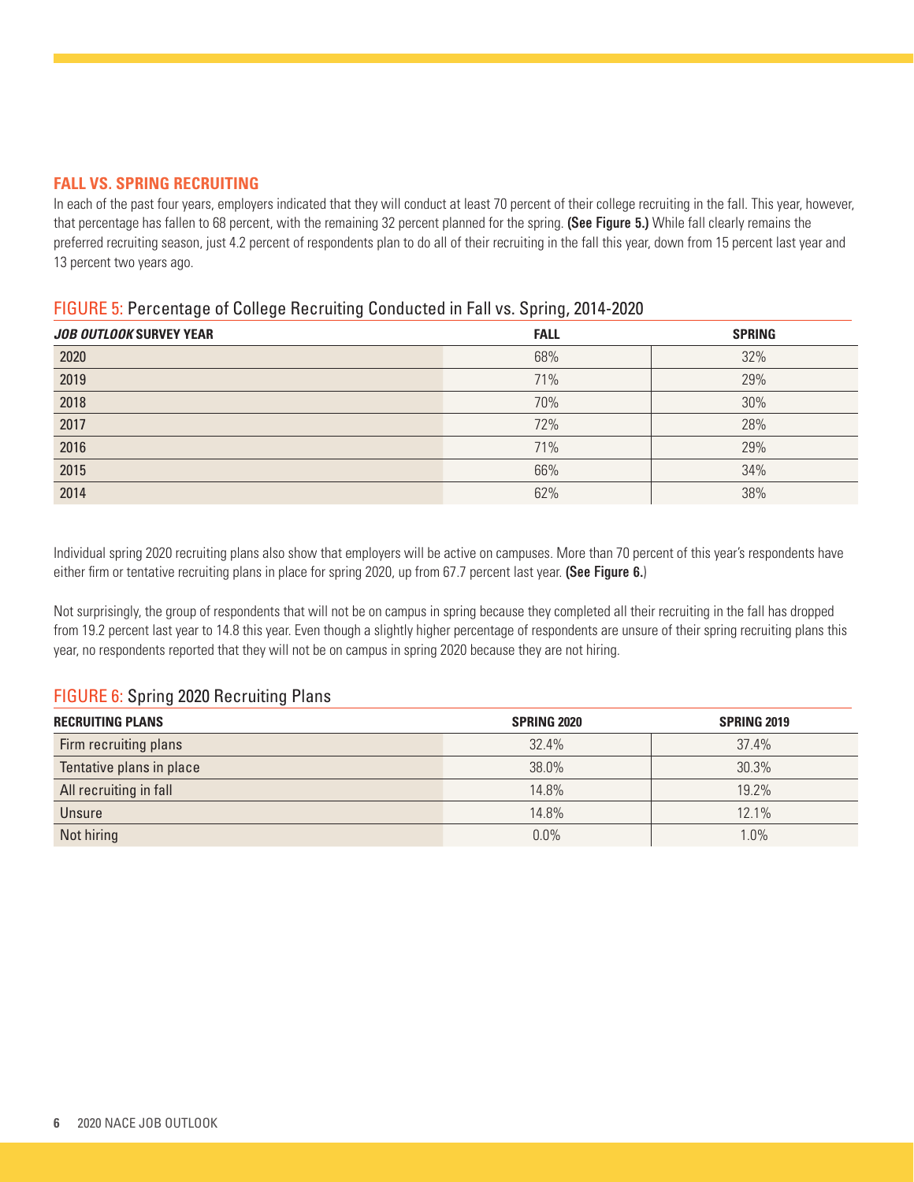## FALL VS. SPRING RECRUITING

In each of the past four years, employers indicated that they will conduct at least 70 percent of their college recruiting in the fall. This year, however, that percentage has fallen to 68 percent, with the remaining 32 percent planned for the spring. **(See Figure 5.)** While fall clearly remains the preferred recruiting season, just 4.2 percent of respondents plan to do all of their recruiting in the fall this year, down from 15 percent last year and 13 percent two years ago.

### FIGURE 5: Percentage of College Recruiting Conducted in Fall vs. Spring, 2014-2020

| ***JOB OUTLOOK* SURVEY YEAR** | **FALL** | **SPRING** |
|---|---|---|
| 2020 | 68% | 32% |
| 2019 | 71% | 29% |
| 2018 | 70% | 30% |
| 2017 | 72% | 28% |
| 2016 | 71% | 29% |
| 2015 | 66% | 34% |
| 2014 | 62% | 38% |

Individual spring 2020 recruiting plans also show that employers will be active on campuses. More than 70 percent of this year's respondents have either firm or tentative recruiting plans in place for spring 2020, up from 67.7 percent last year. **(See Figure 6.)**

Not surprisingly, the group of respondents that will not be on campus in spring because they completed all their recruiting in the fall has dropped from 19.2 percent last year to 14.8 this year. Even though a slightly higher percentage of respondents are unsure of their spring recruiting plans this year, no respondents reported that they will not be on campus in spring 2020 because they are not hiring.

### FIGURE 6: Spring 2020 Recruiting Plans

| **RECRUITING PLANS** | **SPRING 2020** | **SPRING 2019** |
|---|---|---|
| Firm recruiting plans | 32.4% | 37.4% |
| Tentative plans in place | 38.0% | 30.3% |
| All recruiting in fall | 14.8% | 19.2% |
| Unsure | 14.8% | 12.1% |
| Not hiring | 0.0% | 1.0% |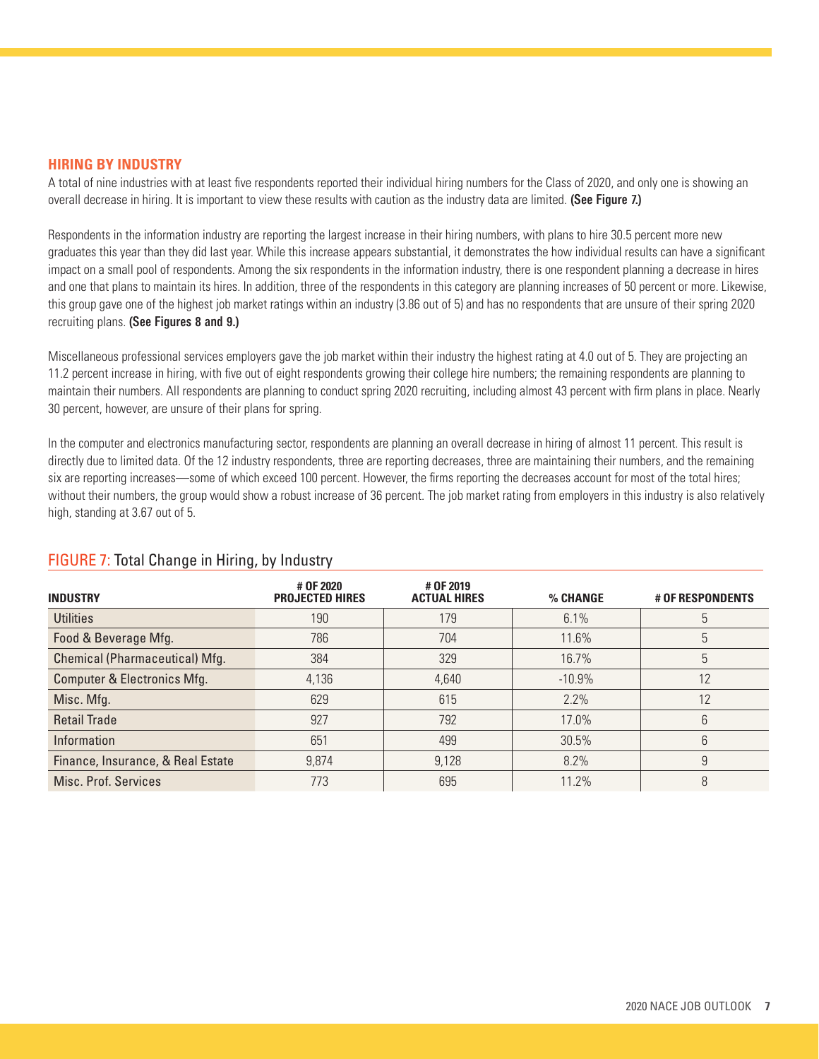## HIRING BY INDUSTRY

A total of nine industries with at least five respondents reported their individual hiring numbers for the Class of 2020, and only one is showing an overall decrease in hiring. It is important to view these results with caution as the industry data are limited. **(See Figure 7.)**

Respondents in the information industry are reporting the largest increase in their hiring numbers, with plans to hire 30.5 percent more new graduates this year than they did last year. While this increase appears substantial, it demonstrates the how individual results can have a significant impact on a small pool of respondents. Among the six respondents in the information industry, there is one respondent planning a decrease in hires and one that plans to maintain its hires. In addition, three of the respondents in this category are planning increases of 50 percent or more. Likewise, this group gave one of the highest job market ratings within an industry (3.86 out of 5) and has no respondents that are unsure of their spring 2020 recruiting plans. **(See Figures 8 and 9.)**

Miscellaneous professional services employers gave the job market within their industry the highest rating at 4.0 out of 5. They are projecting an 11.2 percent increase in hiring, with five out of eight respondents growing their college hire numbers; the remaining respondents are planning to maintain their numbers. All respondents are planning to conduct spring 2020 recruiting, including almost 43 percent with firm plans in place. Nearly 30 percent, however, are unsure of their plans for spring.

In the computer and electronics manufacturing sector, respondents are planning an overall decrease in hiring of almost 11 percent. This result is directly due to limited data. Of the 12 industry respondents, three are reporting decreases, three are maintaining their numbers, and the remaining six are reporting increases—some of which exceed 100 percent. However, the firms reporting the decreases account for most of the total hires; without their numbers, the group would show a robust increase of 36 percent. The job market rating from employers in this industry is also relatively high, standing at 3.67 out of 5.

### FIGURE 7: Total Change in Hiring, by Industry

| INDUSTRY | # OF 2020 PROJECTED HIRES | # OF 2019 ACTUAL HIRES | % CHANGE | # OF RESPONDENTS |
|---|---|---|---|---|
| Utilities | 190 | 179 | 6.1% | 5 |
| Food & Beverage Mfg. | 786 | 704 | 11.6% | 5 |
| Chemical (Pharmaceutical) Mfg. | 384 | 329 | 16.7% | 5 |
| Computer & Electronics Mfg. | 4,136 | 4,640 | -10.9% | 12 |
| Misc. Mfg. | 629 | 615 | 2.2% | 12 |
| Retail Trade | 927 | 792 | 17.0% | 6 |
| Information | 651 | 499 | 30.5% | 6 |
| Finance, Insurance, & Real Estate | 9,874 | 9,128 | 8.2% | 9 |
| Misc. Prof. Services | 773 | 695 | 11.2% | 8 |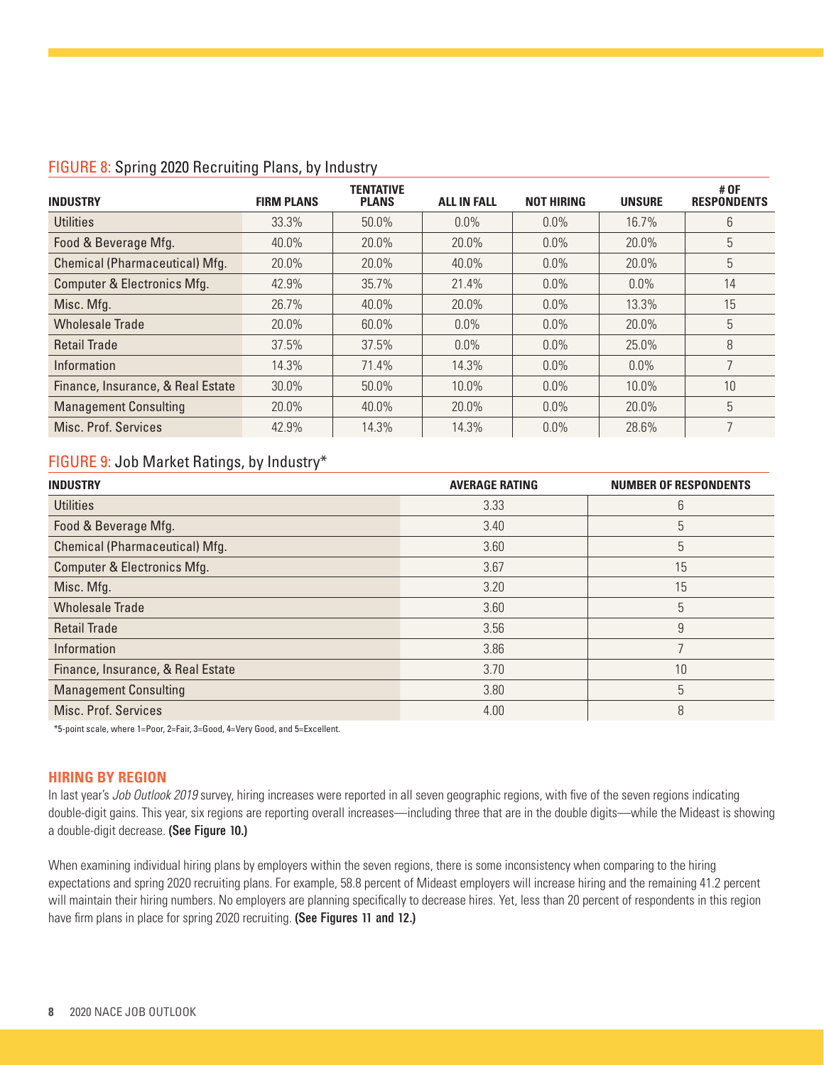### FIGURE 8: Spring 2020 Recruiting Plans, by Industry

| INDUSTRY | FIRM PLANS | TENTATIVE PLANS | ALL IN FALL | NOT HIRING | UNSURE | # OF RESPONDENTS |
|---|---|---|---|---|---|---|
| Utilities | 33.3% | 50.0% | 0.0% | 0.0% | 16.7% | 6 |
| Food & Beverage Mfg. | 40.0% | 20.0% | 20.0% | 0.0% | 20.0% | 5 |
| Chemical (Pharmaceutical) Mfg. | 20.0% | 20.0% | 40.0% | 0.0% | 20.0% | 5 |
| Computer & Electronics Mfg. | 42.9% | 35.7% | 21.4% | 0.0% | 0.0% | 14 |
| Misc. Mfg. | 26.7% | 40.0% | 20.0% | 0.0% | 13.3% | 15 |
| Wholesale Trade | 20.0% | 60.0% | 0.0% | 0.0% | 20.0% | 5 |
| Retail Trade | 37.5% | 37.5% | 0.0% | 0.0% | 25.0% | 8 |
| Information | 14.3% | 71.4% | 14.3% | 0.0% | 0.0% | 7 |
| Finance, Insurance, & Real Estate | 30.0% | 50.0% | 10.0% | 0.0% | 10.0% | 10 |
| Management Consulting | 20.0% | 40.0% | 20.0% | 0.0% | 20.0% | 5 |
| Misc. Prof. Services | 42.9% | 14.3% | 14.3% | 0.0% | 28.6% | 7 |

### FIGURE 9: Job Market Ratings, by Industry*

| INDUSTRY | AVERAGE RATING | NUMBER OF RESPONDENTS |
|---|---|---|
| Utilities | 3.33 | 6 |
| Food & Beverage Mfg. | 3.40 | 5 |
| Chemical (Pharmaceutical) Mfg. | 3.60 | 5 |
| Computer & Electronics Mfg. | 3.67 | 15 |
| Misc. Mfg. | 3.20 | 15 |
| Wholesale Trade | 3.60 | 5 |
| Retail Trade | 3.56 | 9 |
| Information | 3.86 | 7 |
| Finance, Insurance, & Real Estate | 3.70 | 10 |
| Management Consulting | 3.80 | 5 |
| Misc. Prof. Services | 4.00 | 8 |

*5-point scale, where 1=Poor, 2=Fair, 3=Good, 4=Very Good, and 5=Excellent.

## HIRING BY REGION

In last year's *Job Outlook 2019* survey, hiring increases were reported in all seven geographic regions, with five of the seven regions indicating double-digit gains. This year, six regions are reporting overall increases—including three that are in the double digits—while the Mideast is showing a double-digit decrease. **(See Figure 10.)**

When examining individual hiring plans by employers within the seven regions, there is some inconsistency when comparing to the hiring expectations and spring 2020 recruiting plans. For example, 58.8 percent of Mideast employers will increase hiring and the remaining 41.2 percent will maintain their hiring numbers. No employers are planning specifically to decrease hires. Yet, less than 20 percent of respondents in this region have firm plans in place for spring 2020 recruiting. **(See Figures 11 and 12.)**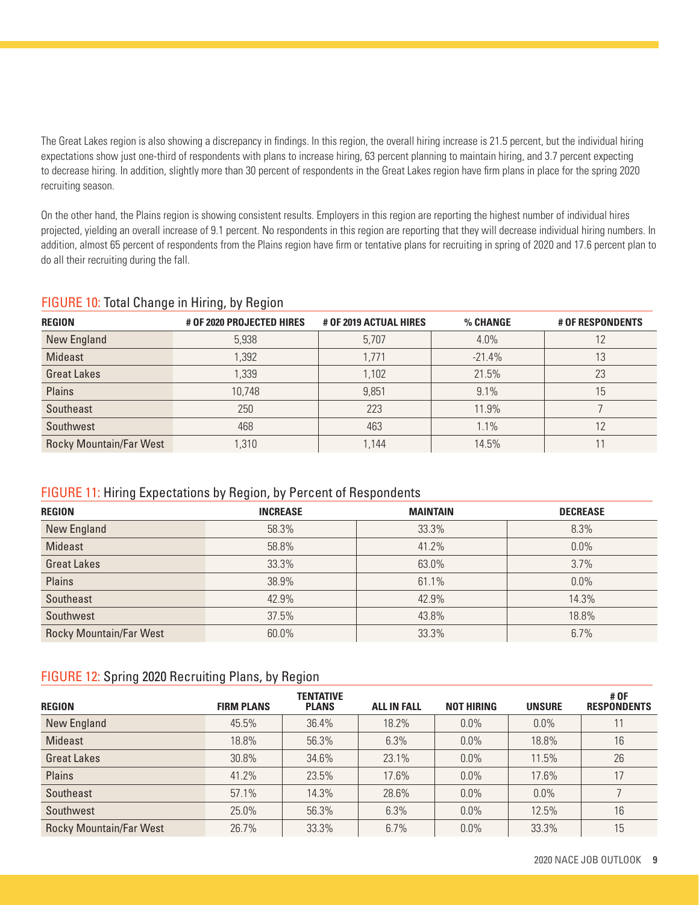The Great Lakes region is also showing a discrepancy in findings. In this region, the overall hiring increase is 21.5 percent, but the individual hiring expectations show just one-third of respondents with plans to increase hiring, 63 percent planning to maintain hiring, and 3.7 percent expecting to decrease hiring. In addition, slightly more than 30 percent of respondents in the Great Lakes region have firm plans in place for the spring 2020 recruiting season.

On the other hand, the Plains region is showing consistent results. Employers in this region are reporting the highest number of individual hires projected, yielding an overall increase of 9.1 percent. No respondents in this region are reporting that they will decrease individual hiring numbers. In addition, almost 65 percent of respondents from the Plains region have firm or tentative plans for recruiting in spring of 2020 and 17.6 percent plan to do all their recruiting during the fall.

### FIGURE 10: Total Change in Hiring, by Region

| REGION | # OF 2020 PROJECTED HIRES | # OF 2019 ACTUAL HIRES | % CHANGE | # OF RESPONDENTS |
|---|---|---|---|---|
| New England | 5,938 | 5,707 | 4.0% | 12 |
| Mideast | 1,392 | 1,771 | -21.4% | 13 |
| Great Lakes | 1,339 | 1,102 | 21.5% | 23 |
| Plains | 10,748 | 9,851 | 9.1% | 15 |
| Southeast | 250 | 223 | 11.9% | 7 |
| Southwest | 468 | 463 | 1.1% | 12 |
| Rocky Mountain/Far West | 1,310 | 1,144 | 14.5% | 11 |

### FIGURE 11: Hiring Expectations by Region, by Percent of Respondents

| REGION | INCREASE | MAINTAIN | DECREASE |
|---|---|---|---|
| New England | 58.3% | 33.3% | 8.3% |
| Mideast | 58.8% | 41.2% | 0.0% |
| Great Lakes | 33.3% | 63.0% | 3.7% |
| Plains | 38.9% | 61.1% | 0.0% |
| Southeast | 42.9% | 42.9% | 14.3% |
| Southwest | 37.5% | 43.8% | 18.8% |
| Rocky Mountain/Far West | 60.0% | 33.3% | 6.7% |

### FIGURE 12: Spring 2020 Recruiting Plans, by Region

| REGION | FIRM PLANS | TENTATIVE PLANS | ALL IN FALL | NOT HIRING | UNSURE | # OF RESPONDENTS |
|---|---|---|---|---|---|---|
| New England | 45.5% | 36.4% | 18.2% | 0.0% | 0.0% | 11 |
| Mideast | 18.8% | 56.3% | 6.3% | 0.0% | 18.8% | 16 |
| Great Lakes | 30.8% | 34.6% | 23.1% | 0.0% | 11.5% | 26 |
| Plains | 41.2% | 23.5% | 17.6% | 0.0% | 17.6% | 17 |
| Southeast | 57.1% | 14.3% | 28.6% | 0.0% | 0.0% | 7 |
| Southwest | 25.0% | 56.3% | 6.3% | 0.0% | 12.5% | 16 |
| Rocky Mountain/Far West | 26.7% | 33.3% | 6.7% | 0.0% | 33.3% | 15 |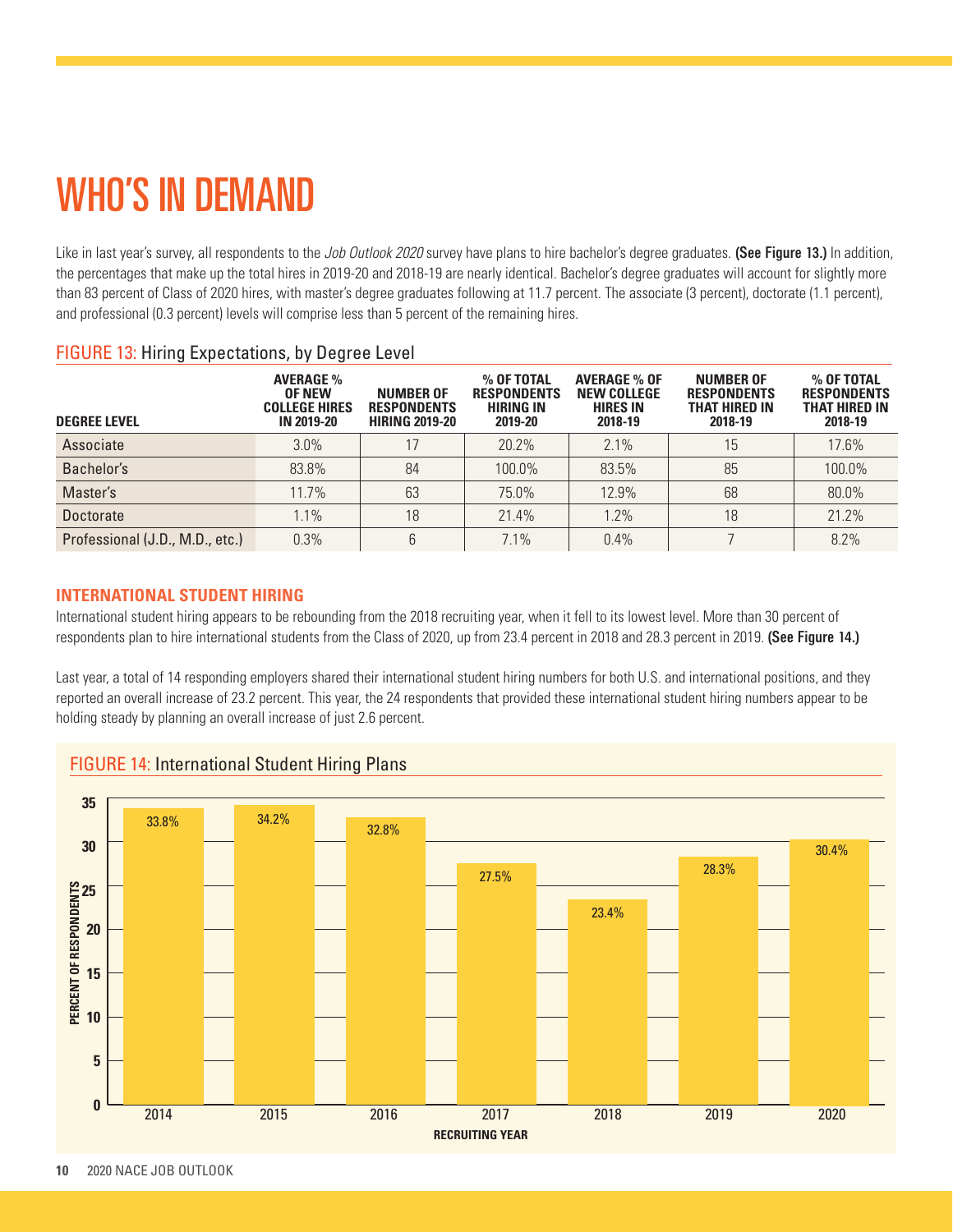# WHO'S IN DEMAND

Like in last year's survey, all respondents to the *Job Outlook 2020* survey have plans to hire bachelor's degree graduates. **(See Figure 13.)** In addition, the percentages that make up the total hires in 2019-20 and 2018-19 are nearly identical. Bachelor's degree graduates will account for slightly more than 83 percent of Class of 2020 hires, with master's degree graduates following at 11.7 percent. The associate (3 percent), doctorate (1.1 percent), and professional (0.3 percent) levels will comprise less than 5 percent of the remaining hires.

FIGURE 13: Hiring Expectations, by Degree Level

| DEGREE LEVEL | AVERAGE % OF NEW COLLEGE HIRES IN 2019-20 | NUMBER OF RESPONDENTS HIRING 2019-20 | % OF TOTAL RESPONDENTS HIRING IN 2019-20 | AVERAGE % OF NEW COLLEGE HIRES IN 2018-19 | NUMBER OF RESPONDENTS THAT HIRED IN 2018-19 | % OF TOTAL RESPONDENTS THAT HIRED IN 2018-19 |
|---|---|---|---|---|---|---|
| Associate | 3.0% | 17 | 20.2% | 2.1% | 15 | 17.6% |
| Bachelor's | 83.8% | 84 | 100.0% | 83.5% | 85 | 100.0% |
| Master's | 11.7% | 63 | 75.0% | 12.9% | 68 | 80.0% |
| Doctorate | 1.1% | 18 | 21.4% | 1.2% | 18 | 21.2% |
| Professional (J.D., M.D., etc.) | 0.3% | 6 | 7.1% | 0.4% | 7 | 8.2% |

### INTERNATIONAL STUDENT HIRING

International student hiring appears to be rebounding from the 2018 recruiting year, when it fell to its lowest level. More than 30 percent of respondents plan to hire international students from the Class of 2020, up from 23.4 percent in 2018 and 28.3 percent in 2019. **(See Figure 14.)**

Last year, a total of 14 responding employers shared their international student hiring numbers for both U.S. and international positions, and they reported an overall increase of 23.2 percent. This year, the 24 respondents that provided these international student hiring numbers appear to be holding steady by planning an overall increase of just 2.6 percent.

FIGURE 14: International Student Hiring Plans

| RECRUITING YEAR | PERCENT OF RESPONDENTS |
|---|---|
| 2014 | 33.8% |
| 2015 | 34.2% |
| 2016 | 32.8% |
| 2017 | 27.5% |
| 2018 | 23.4% |
| 2019 | 28.3% |
| 2020 | 30.4% |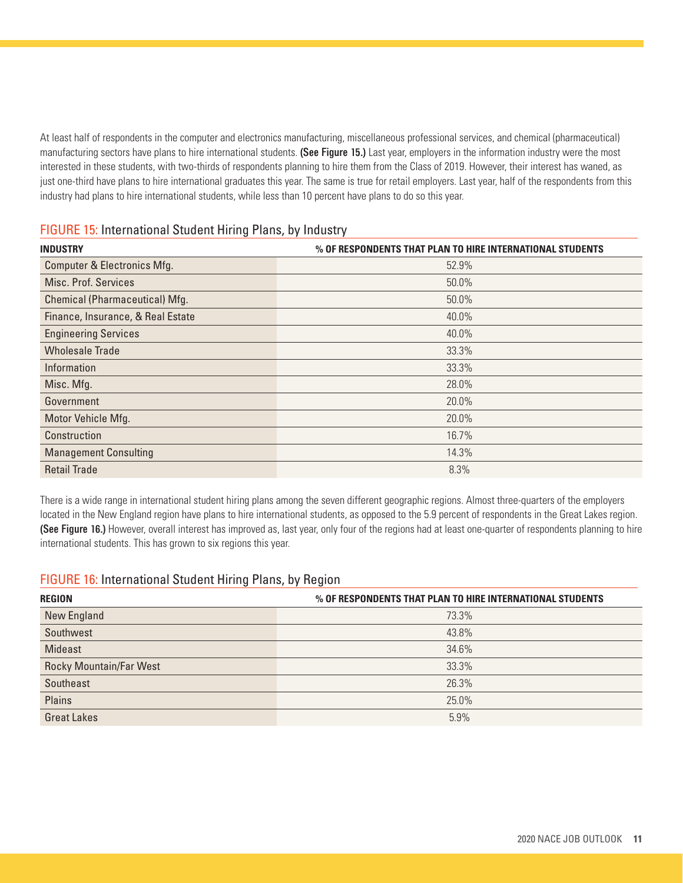At least half of respondents in the computer and electronics manufacturing, miscellaneous professional services, and chemical (pharmaceutical) manufacturing sectors have plans to hire international students. **(See Figure 15.)** Last year, employers in the information industry were the most interested in these students, with two-thirds of respondents planning to hire them from the Class of 2019. However, their interest has waned, as just one-third have plans to hire international graduates this year. The same is true for retail employers. Last year, half of the respondents from this industry had plans to hire international students, while less than 10 percent have plans to do so this year.

### FIGURE 15: International Student Hiring Plans, by Industry

| INDUSTRY | % OF RESPONDENTS THAT PLAN TO HIRE INTERNATIONAL STUDENTS |
|---|---|
| Computer & Electronics Mfg. | 52.9% |
| Misc. Prof. Services | 50.0% |
| Chemical (Pharmaceutical) Mfg. | 50.0% |
| Finance, Insurance, & Real Estate | 40.0% |
| Engineering Services | 40.0% |
| Wholesale Trade | 33.3% |
| Information | 33.3% |
| Misc. Mfg. | 28.0% |
| Government | 20.0% |
| Motor Vehicle Mfg. | 20.0% |
| Construction | 16.7% |
| Management Consulting | 14.3% |
| Retail Trade | 8.3% |

There is a wide range in international student hiring plans among the seven different geographic regions. Almost three-quarters of the employers located in the New England region have plans to hire international students, as opposed to the 5.9 percent of respondents in the Great Lakes region. **(See Figure 16.)** However, overall interest has improved as, last year, only four of the regions had at least one-quarter of respondents planning to hire international students. This has grown to six regions this year.

### FIGURE 16: International Student Hiring Plans, by Region

| REGION | % OF RESPONDENTS THAT PLAN TO HIRE INTERNATIONAL STUDENTS |
|---|---|
| New England | 73.3% |
| Southwest | 43.8% |
| Mideast | 34.6% |
| Rocky Mountain/Far West | 33.3% |
| Southeast | 26.3% |
| Plains | 25.0% |
| Great Lakes | 5.9% |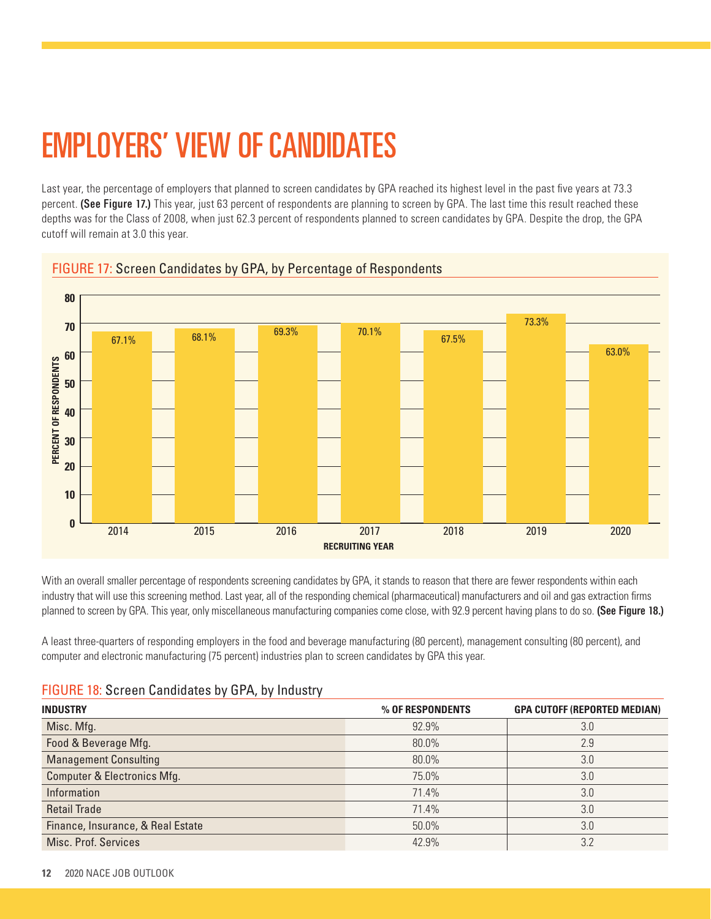# EMPLOYERS' VIEW OF CANDIDATES

Last year, the percentage of employers that planned to screen candidates by GPA reached its highest level in the past five years at 73.3 percent. **(See Figure 17.)** This year, just 63 percent of respondents are planning to screen by GPA. The last time this result reached these depths was for the Class of 2008, when just 62.3 percent of respondents planned to screen candidates by GPA. Despite the drop, the GPA cutoff will remain at 3.0 this year.

FIGURE 17: Screen Candidates by GPA, by Percentage of Respondents

| RECRUITING YEAR | PERCENT OF RESPONDENTS |
|---|---|
| 2014 | 67.1% |
| 2015 | 68.1% |
| 2016 | 69.3% |
| 2017 | 70.1% |
| 2018 | 67.5% |
| 2019 | 73.3% |
| 2020 | 63.0% |

With an overall smaller percentage of respondents screening candidates by GPA, it stands to reason that there are fewer respondents within each industry that will use this screening method. Last year, all of the responding chemical (pharmaceutical) manufacturers and oil and gas extraction firms planned to screen by GPA. This year, only miscellaneous manufacturing companies come close, with 92.9 percent having plans to do so. **(See Figure 18.)**

A least three-quarters of responding employers in the food and beverage manufacturing (80 percent), management consulting (80 percent), and computer and electronic manufacturing (75 percent) industries plan to screen candidates by GPA this year.

FIGURE 18: Screen Candidates by GPA, by Industry

| INDUSTRY | % OF RESPONDENTS | GPA CUTOFF (REPORTED MEDIAN) |
|---|---|---|
| Misc. Mfg. | 92.9% | 3.0 |
| Food & Beverage Mfg. | 80.0% | 2.9 |
| Management Consulting | 80.0% | 3.0 |
| Computer & Electronics Mfg. | 75.0% | 3.0 |
| Information | 71.4% | 3.0 |
| Retail Trade | 71.4% | 3.0 |
| Finance, Insurance, & Real Estate | 50.0% | 3.0 |
| Misc. Prof. Services | 42.9% | 3.2 |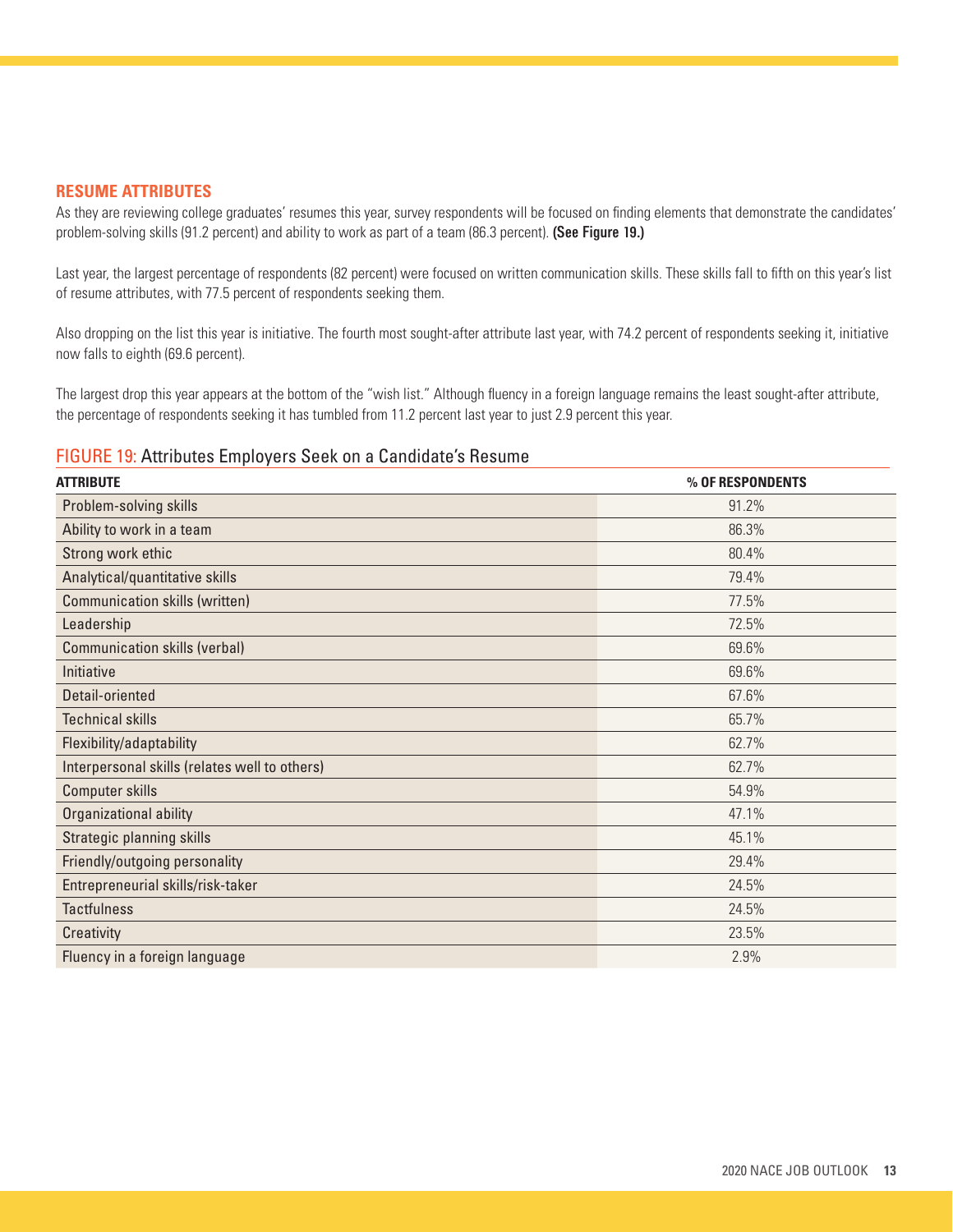## RESUME ATTRIBUTES

As they are reviewing college graduates' resumes this year, survey respondents will be focused on finding elements that demonstrate the candidates' problem-solving skills (91.2 percent) and ability to work as part of a team (86.3 percent). **(See Figure 19.)**

Last year, the largest percentage of respondents (82 percent) were focused on written communication skills. These skills fall to fifth on this year's list of resume attributes, with 77.5 percent of respondents seeking them.

Also dropping on the list this year is initiative. The fourth most sought-after attribute last year, with 74.2 percent of respondents seeking it, initiative now falls to eighth (69.6 percent).

The largest drop this year appears at the bottom of the "wish list." Although fluency in a foreign language remains the least sought-after attribute, the percentage of respondents seeking it has tumbled from 11.2 percent last year to just 2.9 percent this year.

### FIGURE 19: Attributes Employers Seek on a Candidate's Resume

| ATTRIBUTE | % OF RESPONDENTS |
|---|---|
| Problem-solving skills | 91.2% |
| Ability to work in a team | 86.3% |
| Strong work ethic | 80.4% |
| Analytical/quantitative skills | 79.4% |
| Communication skills (written) | 77.5% |
| Leadership | 72.5% |
| Communication skills (verbal) | 69.6% |
| Initiative | 69.6% |
| Detail-oriented | 67.6% |
| Technical skills | 65.7% |
| Flexibility/adaptability | 62.7% |
| Interpersonal skills (relates well to others) | 62.7% |
| Computer skills | 54.9% |
| Organizational ability | 47.1% |
| Strategic planning skills | 45.1% |
| Friendly/outgoing personality | 29.4% |
| Entrepreneurial skills/risk-taker | 24.5% |
| Tactfulness | 24.5% |
| Creativity | 23.5% |
| Fluency in a foreign language | 2.9% |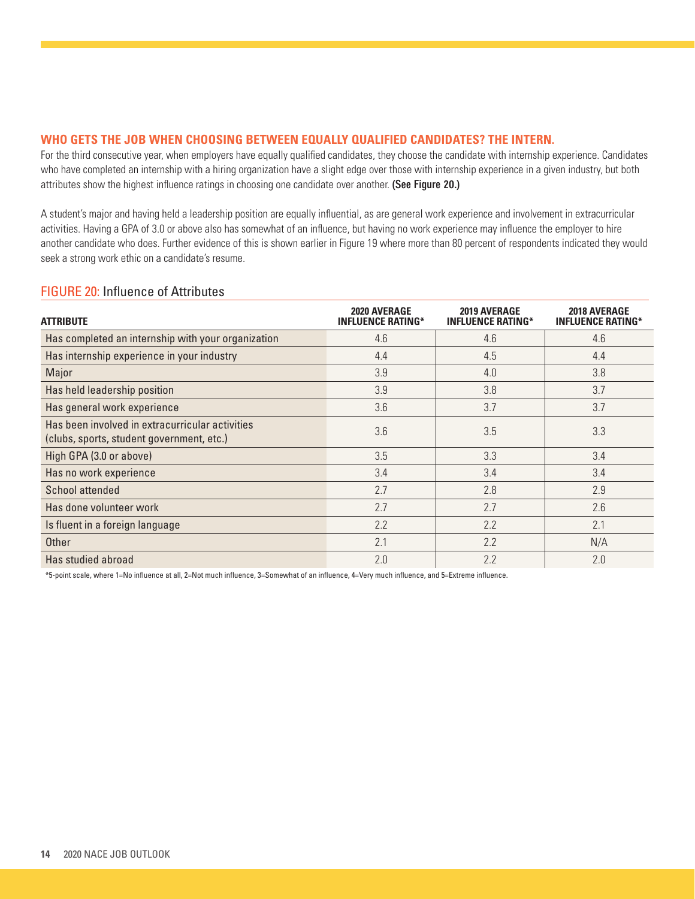## WHO GETS THE JOB WHEN CHOOSING BETWEEN EQUALLY QUALIFIED CANDIDATES? THE INTERN.

For the third consecutive year, when employers have equally qualified candidates, they choose the candidate with internship experience. Candidates who have completed an internship with a hiring organization have a slight edge over those with internship experience in a given industry, but both attributes show the highest influence ratings in choosing one candidate over another. **(See Figure 20.)**

A student's major and having held a leadership position are equally influential, as are general work experience and involvement in extracurricular activities. Having a GPA of 3.0 or above also has somewhat of an influence, but having no work experience may influence the employer to hire another candidate who does. Further evidence of this is shown earlier in Figure 19 where more than 80 percent of respondents indicated they would seek a strong work ethic on a candidate's resume.

### FIGURE 20: Influence of Attributes

| ATTRIBUTE | 2020 AVERAGE INFLUENCE RATING* | 2019 AVERAGE INFLUENCE RATING* | 2018 AVERAGE INFLUENCE RATING* |
|---|---|---|---|
| Has completed an internship with your organization | 4.6 | 4.6 | 4.6 |
| Has internship experience in your industry | 4.4 | 4.5 | 4.4 |
| Major | 3.9 | 4.0 | 3.8 |
| Has held leadership position | 3.9 | 3.8 | 3.7 |
| Has general work experience | 3.6 | 3.7 | 3.7 |
| Has been involved in extracurricular activities (clubs, sports, student government, etc.) | 3.6 | 3.5 | 3.3 |
| High GPA (3.0 or above) | 3.5 | 3.3 | 3.4 |
| Has no work experience | 3.4 | 3.4 | 3.4 |
| School attended | 2.7 | 2.8 | 2.9 |
| Has done volunteer work | 2.7 | 2.7 | 2.6 |
| Is fluent in a foreign language | 2.2 | 2.2 | 2.1 |
| Other | 2.1 | 2.2 | N/A |
| Has studied abroad | 2.0 | 2.2 | 2.0 |

*5-point scale, where 1=No influence at all, 2=Not much influence, 3=Somewhat of an influence, 4=Very much influence, and 5=Extreme influence.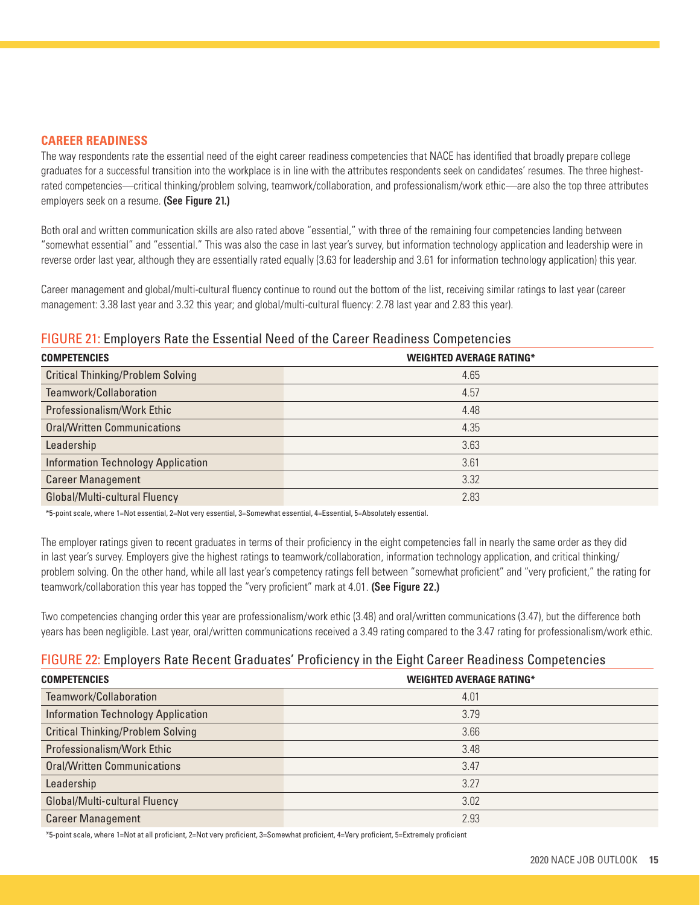## CAREER READINESS

The way respondents rate the essential need of the eight career readiness competencies that NACE has identified that broadly prepare college graduates for a successful transition into the workplace is in line with the attributes respondents seek on candidates' resumes. The three highest-rated competencies—critical thinking/problem solving, teamwork/collaboration, and professionalism/work ethic—are also the top three attributes employers seek on a resume. **(See Figure 21.)**

Both oral and written communication skills are also rated above "essential," with three of the remaining four competencies landing between "somewhat essential" and "essential." This was also the case in last year's survey, but information technology application and leadership were in reverse order last year, although they are essentially rated equally (3.63 for leadership and 3.61 for information technology application) this year.

Career management and global/multi-cultural fluency continue to round out the bottom of the list, receiving similar ratings to last year (career management: 3.38 last year and 3.32 this year; and global/multi-cultural fluency: 2.78 last year and 2.83 this year).

### FIGURE 21: Employers Rate the Essential Need of the Career Readiness Competencies

| COMPETENCIES | WEIGHTED AVERAGE RATING* |
|---|---|
| Critical Thinking/Problem Solving | 4.65 |
| Teamwork/Collaboration | 4.57 |
| Professionalism/Work Ethic | 4.48 |
| Oral/Written Communications | 4.35 |
| Leadership | 3.63 |
| Information Technology Application | 3.61 |
| Career Management | 3.32 |
| Global/Multi-cultural Fluency | 2.83 |

*5-point scale, where 1=Not essential, 2=Not very essential, 3=Somewhat essential, 4=Essential, 5=Absolutely essential.

The employer ratings given to recent graduates in terms of their proficiency in the eight competencies fall in nearly the same order as they did in last year's survey. Employers give the highest ratings to teamwork/collaboration, information technology application, and critical thinking/problem solving. On the other hand, while all last year's competency ratings fell between "somewhat proficient" and "very proficient," the rating for teamwork/collaboration this year has topped the "very proficient" mark at 4.01. **(See Figure 22.)**

Two competencies changing order this year are professionalism/work ethic (3.48) and oral/written communications (3.47), but the difference both years has been negligible. Last year, oral/written communications received a 3.49 rating compared to the 3.47 rating for professionalism/work ethic.

### FIGURE 22: Employers Rate Recent Graduates' Proficiency in the Eight Career Readiness Competencies

| COMPETENCIES | WEIGHTED AVERAGE RATING* |
|---|---|
| Teamwork/Collaboration | 4.01 |
| Information Technology Application | 3.79 |
| Critical Thinking/Problem Solving | 3.66 |
| Professionalism/Work Ethic | 3.48 |
| Oral/Written Communications | 3.47 |
| Leadership | 3.27 |
| Global/Multi-cultural Fluency | 3.02 |
| Career Management | 2.93 |

*5-point scale, where 1=Not at all proficient, 2=Not very proficient, 3=Somewhat proficient, 4=Very proficient, 5=Extremely proficient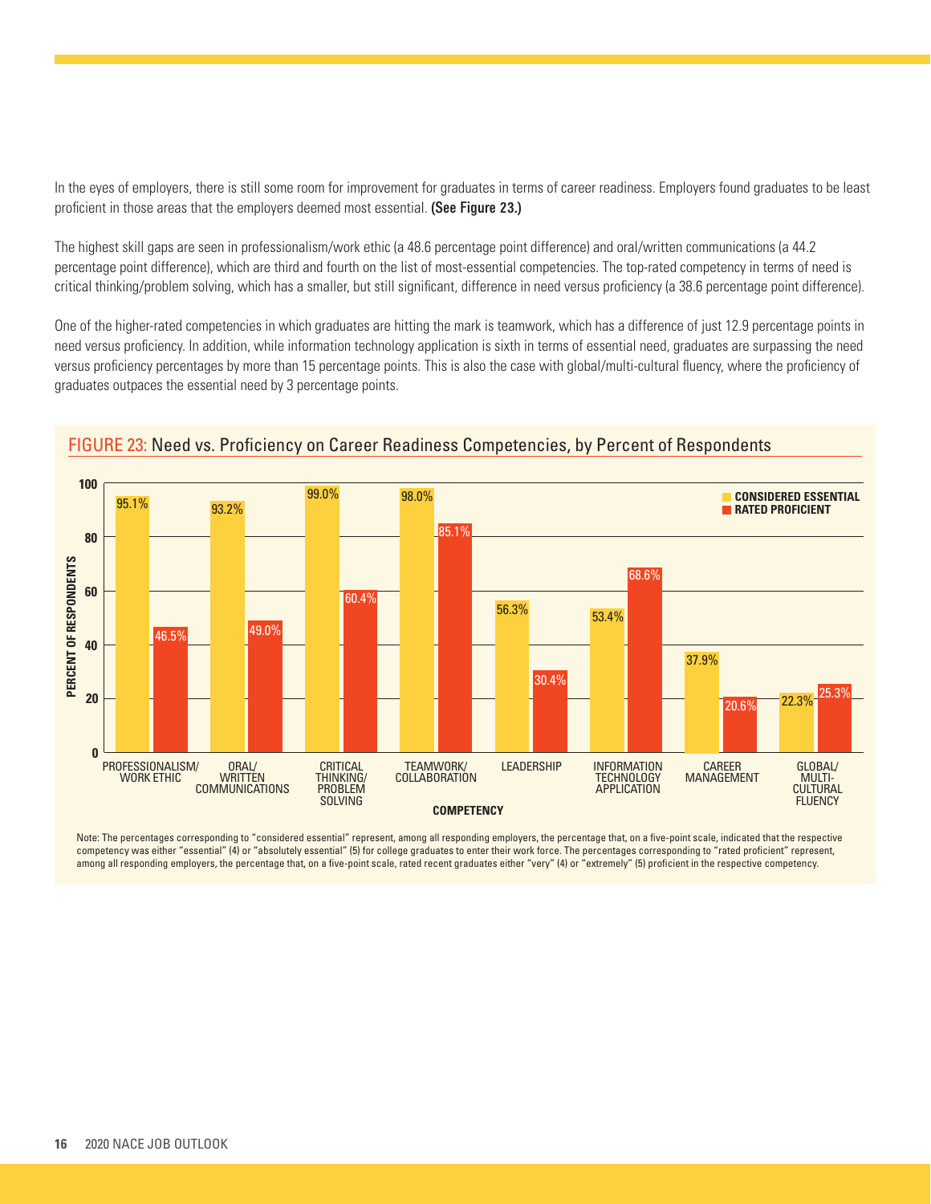In the eyes of employers, there is still some room for improvement for graduates in terms of career readiness. Employers found graduates to be least proficient in those areas that the employers deemed most essential. **(See Figure 23.)**

The highest skill gaps are seen in professionalism/work ethic (a 48.6 percentage point difference) and oral/written communications (a 44.2 percentage point difference), which are third and fourth on the list of most-essential competencies. The top-rated competency in terms of need is critical thinking/problem solving, which has a smaller, but still significant, difference in need versus proficiency (a 38.6 percentage point difference).

One of the higher-rated competencies in which graduates are hitting the mark is teamwork, which has a difference of just 12.9 percentage points in need versus proficiency. In addition, while information technology application is sixth in terms of essential need, graduates are surpassing the need versus proficiency percentages by more than 15 percentage points. This is also the case with global/multi-cultural fluency, where the proficiency of graduates outpaces the essential need by 3 percentage points.

FIGURE 23: Need vs. Proficiency on Career Readiness Competencies, by Percent of Respondents

| Competency | Considered Essential | Rated Proficient |
|---|---|---|
| Professionalism/Work Ethic | 95.1% | 46.5% |
| Oral/Written Communications | 93.2% | 49.0% |
| Critical Thinking/Problem Solving | 99.0% | 60.4% |
| Teamwork/Collaboration | 98.0% | 85.1% |
| Leadership | 56.3% | 30.4% |
| Information Technology Application | 53.4% | 68.6% |
| Career Management | 37.9% | 20.6% |
| Global/Multi-Cultural Fluency | 22.3% | 25.3% |

Note: The percentages corresponding to "considered essential" represent, among all responding employers, the percentage that, on a five-point scale, indicated that the respective competency was either "essential" (4) or "absolutely essential" (5) for college graduates to enter their work force. The percentages corresponding to "rated proficient" represent, among all responding employers, the percentage that, on a five-point scale, rated recent graduates either "very" (4) or "extremely" (5) proficient in the respective competency.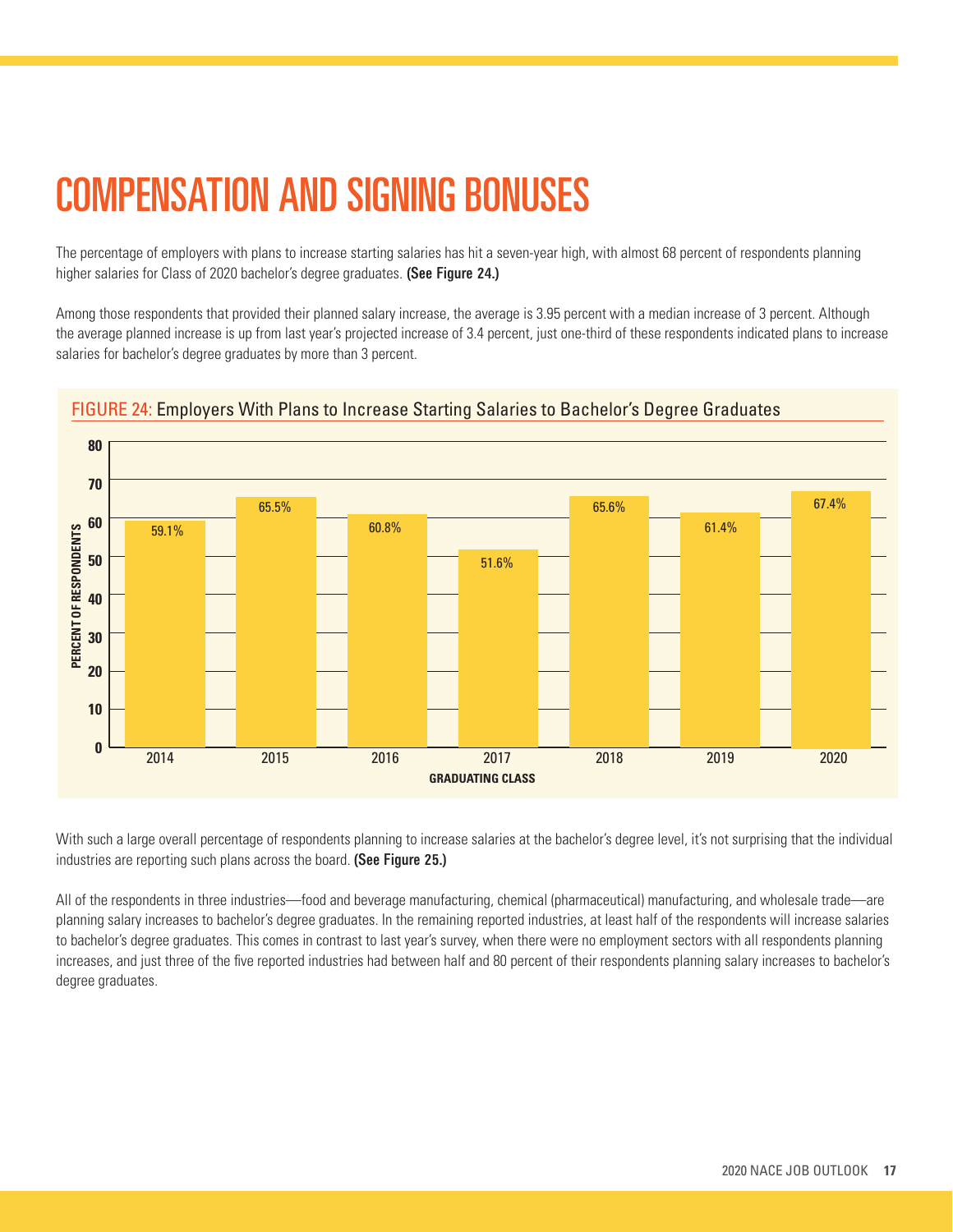# COMPENSATION AND SIGNING BONUSES

The percentage of employers with plans to increase starting salaries has hit a seven-year high, with almost 68 percent of respondents planning higher salaries for Class of 2020 bachelor's degree graduates. **(See Figure 24.)**

Among those respondents that provided their planned salary increase, the average is 3.95 percent with a median increase of 3 percent. Although the average planned increase is up from last year's projected increase of 3.4 percent, just one-third of these respondents indicated plans to increase salaries for bachelor's degree graduates by more than 3 percent.

FIGURE 24: Employers With Plans to Increase Starting Salaries to Bachelor's Degree Graduates

| Graduating Class | Percent of Respondents |
|---|---|
| 2014 | 59.1% |
| 2015 | 65.5% |
| 2016 | 60.8% |
| 2017 | 51.6% |
| 2018 | 65.6% |
| 2019 | 61.4% |
| 2020 | 67.4% |

With such a large overall percentage of respondents planning to increase salaries at the bachelor's degree level, it's not surprising that the individual industries are reporting such plans across the board. **(See Figure 25.)**

All of the respondents in three industries—food and beverage manufacturing, chemical (pharmaceutical) manufacturing, and wholesale trade—are planning salary increases to bachelor's degree graduates. In the remaining reported industries, at least half of the respondents will increase salaries to bachelor's degree graduates. This comes in contrast to last year's survey, when there were no employment sectors with all respondents planning increases, and just three of the five reported industries had between half and 80 percent of their respondents planning salary increases to bachelor's degree graduates.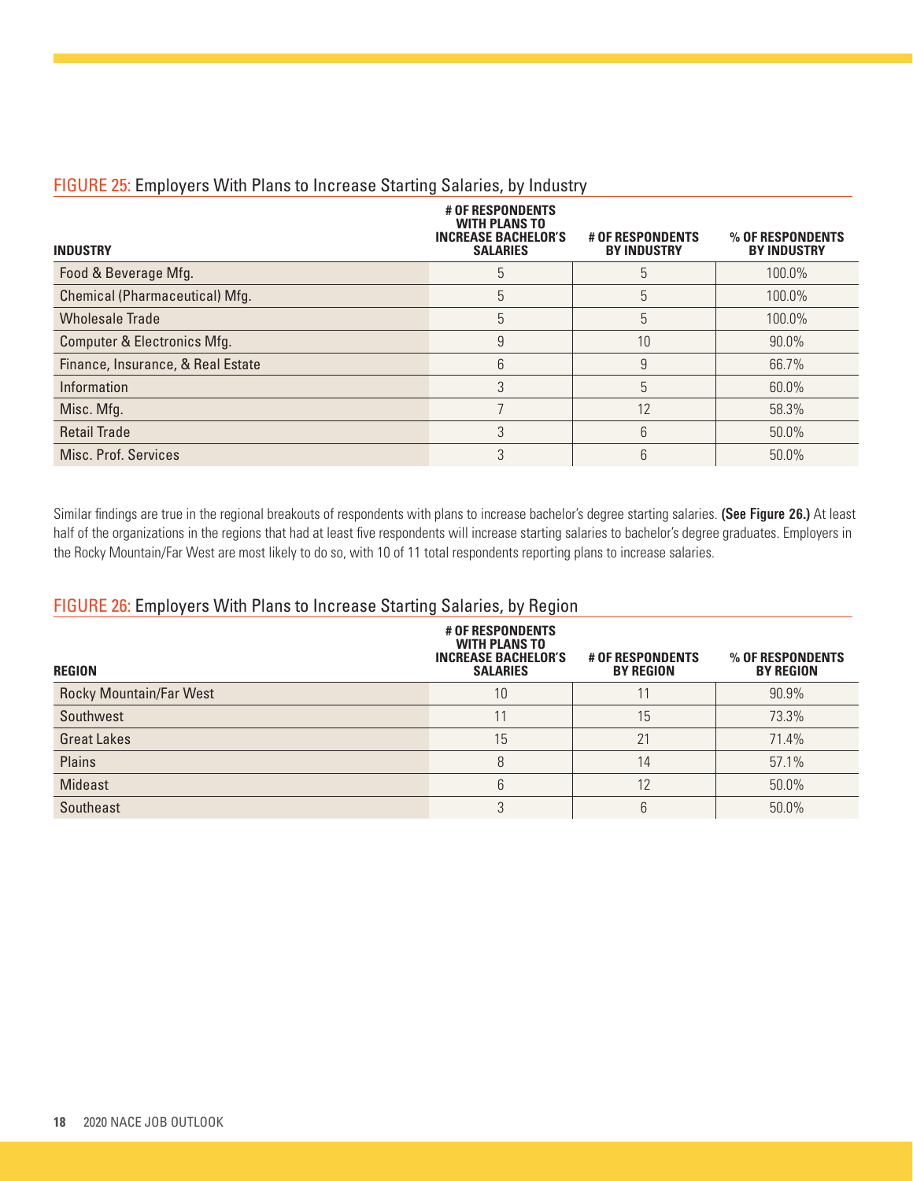### FIGURE 25: Employers With Plans to Increase Starting Salaries, by Industry

| INDUSTRY | # OF RESPONDENTS WITH PLANS TO INCREASE BACHELOR'S SALARIES | # OF RESPONDENTS BY INDUSTRY | % OF RESPONDENTS BY INDUSTRY |
|---|---|---|---|
| Food & Beverage Mfg. | 5 | 5 | 100.0% |
| Chemical (Pharmaceutical) Mfg. | 5 | 5 | 100.0% |
| Wholesale Trade | 5 | 5 | 100.0% |
| Computer & Electronics Mfg. | 9 | 10 | 90.0% |
| Finance, Insurance, & Real Estate | 6 | 9 | 66.7% |
| Information | 3 | 5 | 60.0% |
| Misc. Mfg. | 7 | 12 | 58.3% |
| Retail Trade | 3 | 6 | 50.0% |
| Misc. Prof. Services | 3 | 6 | 50.0% |

Similar findings are true in the regional breakouts of respondents with plans to increase bachelor's degree starting salaries. **(See Figure 26.)** At least half of the organizations in the regions that had at least five respondents will increase starting salaries to bachelor's degree graduates. Employers in the Rocky Mountain/Far West are most likely to do so, with 10 of 11 total respondents reporting plans to increase salaries.

### FIGURE 26: Employers With Plans to Increase Starting Salaries, by Region

| REGION | # OF RESPONDENTS WITH PLANS TO INCREASE BACHELOR'S SALARIES | # OF RESPONDENTS BY REGION | % OF RESPONDENTS BY REGION |
|---|---|---|---|
| Rocky Mountain/Far West | 10 | 11 | 90.9% |
| Southwest | 11 | 15 | 73.3% |
| Great Lakes | 15 | 21 | 71.4% |
| Plains | 8 | 14 | 57.1% |
| Mideast | 6 | 12 | 50.0% |
| Southeast | 3 | 6 | 50.0% |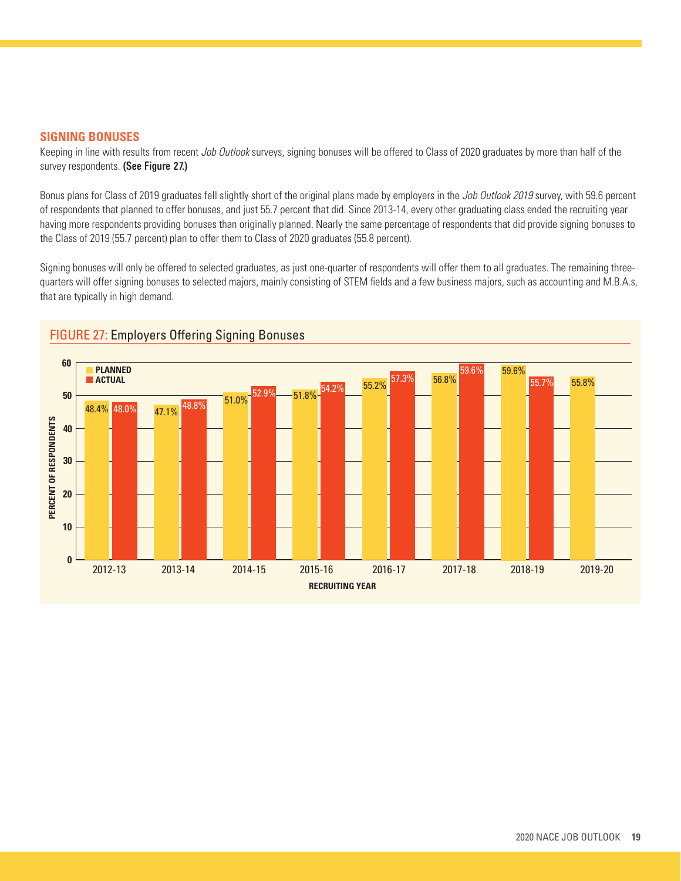## SIGNING BONUSES

Keeping in line with results from recent *Job Outlook* surveys, signing bonuses will be offered to Class of 2020 graduates by more than half of the survey respondents. **(See Figure 27.)**

Bonus plans for Class of 2019 graduates fell slightly short of the original plans made by employers in the *Job Outlook 2019* survey, with 59.6 percent of respondents that planned to offer bonuses, and just 55.7 percent that did. Since 2013-14, every other graduating class ended the recruiting year having more respondents providing bonuses than originally planned. Nearly the same percentage of respondents that did provide signing bonuses to the Class of 2019 (55.7 percent) plan to offer them to Class of 2020 graduates (55.8 percent).

Signing bonuses will only be offered to selected graduates, as just one-quarter of respondents will offer them to all graduates. The remaining three-quarters will offer signing bonuses to selected majors, mainly consisting of STEM fields and a few business majors, such as accounting and M.B.A.s, that are typically in high demand.

FIGURE 27: Employers Offering Signing Bonuses

| Recruiting Year | Planned | Actual |
|---|---|---|
| 2012-13 | 48.4% | 48.0% |
| 2013-14 | 47.1% | 48.8% |
| 2014-15 | 51.0% | 52.9% |
| 2015-16 | 51.8% | 54.2% |
| 2016-17 | 55.2% | 57.3% |
| 2017-18 | 56.8% | 59.6% |
| 2018-19 | 59.6% | 55.7% |
| 2019-20 | 55.8% | |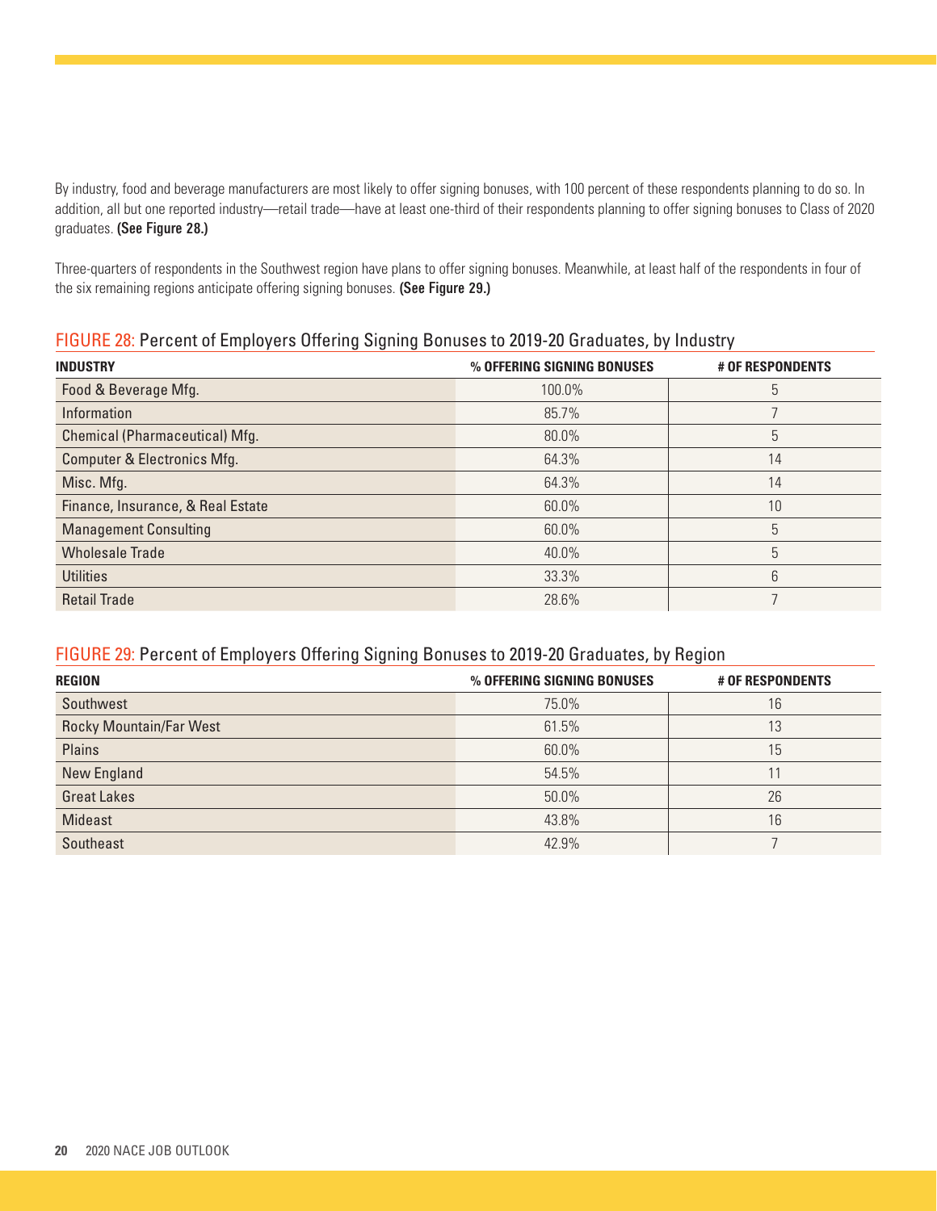By industry, food and beverage manufacturers are most likely to offer signing bonuses, with 100 percent of these respondents planning to do so. In addition, all but one reported industry—retail trade—have at least one-third of their respondents planning to offer signing bonuses to Class of 2020 graduates. **(See Figure 28.)**

Three-quarters of respondents in the Southwest region have plans to offer signing bonuses. Meanwhile, at least half of the respondents in four of the six remaining regions anticipate offering signing bonuses. **(See Figure 29.)**

### FIGURE 28: Percent of Employers Offering Signing Bonuses to 2019-20 Graduates, by Industry

| INDUSTRY | % OFFERING SIGNING BONUSES | # OF RESPONDENTS |
|---|---|---|
| Food & Beverage Mfg. | 100.0% | 5 |
| Information | 85.7% | 7 |
| Chemical (Pharmaceutical) Mfg. | 80.0% | 5 |
| Computer & Electronics Mfg. | 64.3% | 14 |
| Misc. Mfg. | 64.3% | 14 |
| Finance, Insurance, & Real Estate | 60.0% | 10 |
| Management Consulting | 60.0% | 5 |
| Wholesale Trade | 40.0% | 5 |
| Utilities | 33.3% | 6 |
| Retail Trade | 28.6% | 7 |

### FIGURE 29: Percent of Employers Offering Signing Bonuses to 2019-20 Graduates, by Region

| REGION | % OFFERING SIGNING BONUSES | # OF RESPONDENTS |
|---|---|---|
| Southwest | 75.0% | 16 |
| Rocky Mountain/Far West | 61.5% | 13 |
| Plains | 60.0% | 15 |
| New England | 54.5% | 11 |
| Great Lakes | 50.0% | 26 |
| Mideast | 43.8% | 16 |
| Southeast | 42.9% | 7 |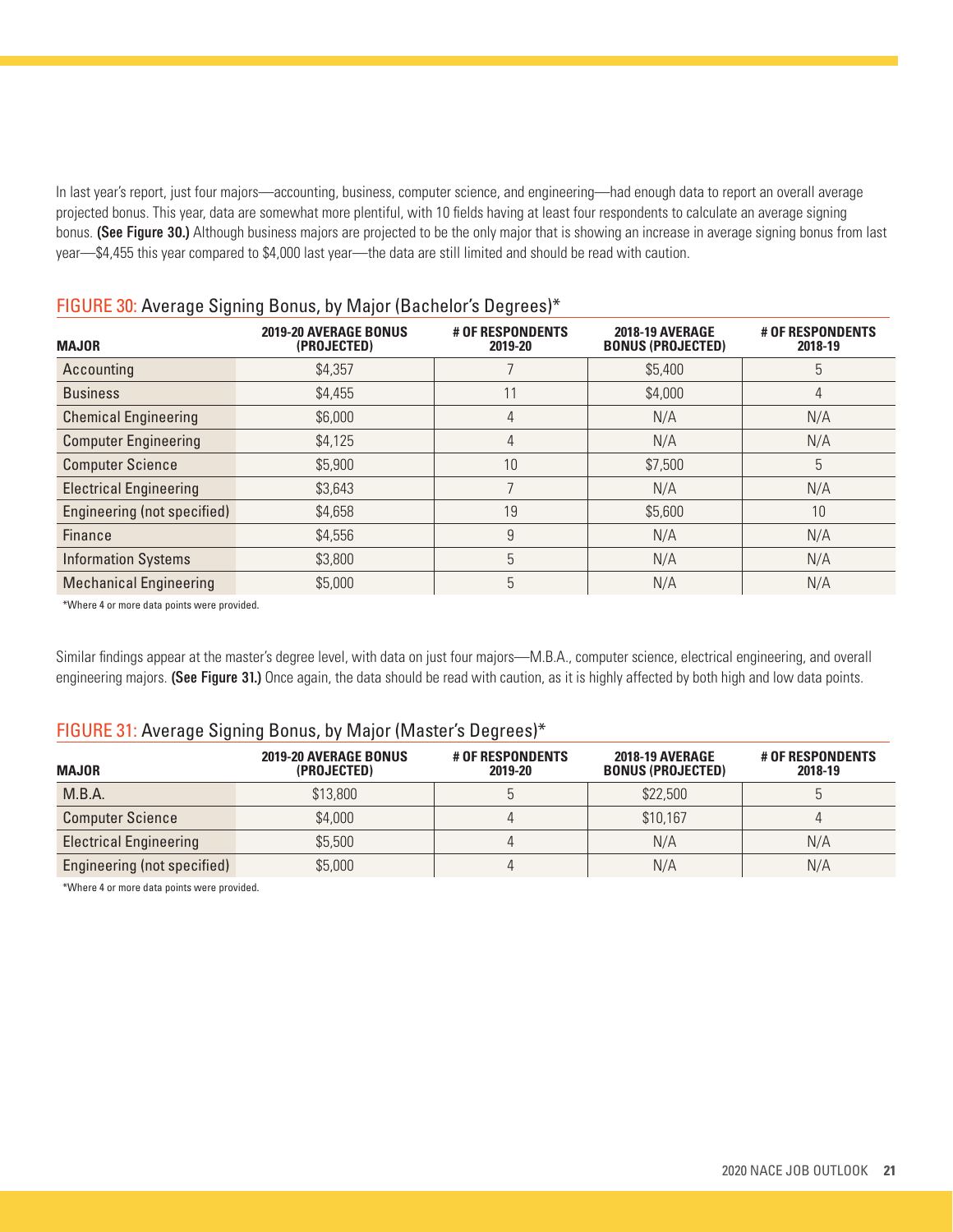In last year's report, just four majors—accounting, business, computer science, and engineering—had enough data to report an overall average projected bonus. This year, data are somewhat more plentiful, with 10 fields having at least four respondents to calculate an average signing bonus. **(See Figure 30.)** Although business majors are projected to be the only major that is showing an increase in average signing bonus from last year—$4,455 this year compared to $4,000 last year—the data are still limited and should be read with caution.

### FIGURE 30: Average Signing Bonus, by Major (Bachelor's Degrees)*

| MAJOR | 2019-20 AVERAGE BONUS (PROJECTED) | # OF RESPONDENTS 2019-20 | 2018-19 AVERAGE BONUS (PROJECTED) | # OF RESPONDENTS 2018-19 |
|---|---|---|---|---|
| Accounting | $4,357 | 7 | $5,400 | 5 |
| Business | $4,455 | 11 | $4,000 | 4 |
| Chemical Engineering | $6,000 | 4 | N/A | N/A |
| Computer Engineering | $4,125 | 4 | N/A | N/A |
| Computer Science | $5,900 | 10 | $7,500 | 5 |
| Electrical Engineering | $3,643 | 7 | N/A | N/A |
| Engineering (not specified) | $4,658 | 19 | $5,600 | 10 |
| Finance | $4,556 | 9 | N/A | N/A |
| Information Systems | $3,800 | 5 | N/A | N/A |
| Mechanical Engineering | $5,000 | 5 | N/A | N/A |

*Where 4 or more data points were provided.

Similar findings appear at the master's degree level, with data on just four majors—M.B.A., computer science, electrical engineering, and overall engineering majors. **(See Figure 31.)** Once again, the data should be read with caution, as it is highly affected by both high and low data points.

### FIGURE 31: Average Signing Bonus, by Major (Master's Degrees)*

| MAJOR | 2019-20 AVERAGE BONUS (PROJECTED) | # OF RESPONDENTS 2019-20 | 2018-19 AVERAGE BONUS (PROJECTED) | # OF RESPONDENTS 2018-19 |
|---|---|---|---|---|
| M.B.A. | $13,800 | 5 | $22,500 | 5 |
| Computer Science | $4,000 | 4 | $10,167 | 4 |
| Electrical Engineering | $5,500 | 4 | N/A | N/A |
| Engineering (not specified) | $5,000 | 4 | N/A | N/A |

*Where 4 or more data points were provided.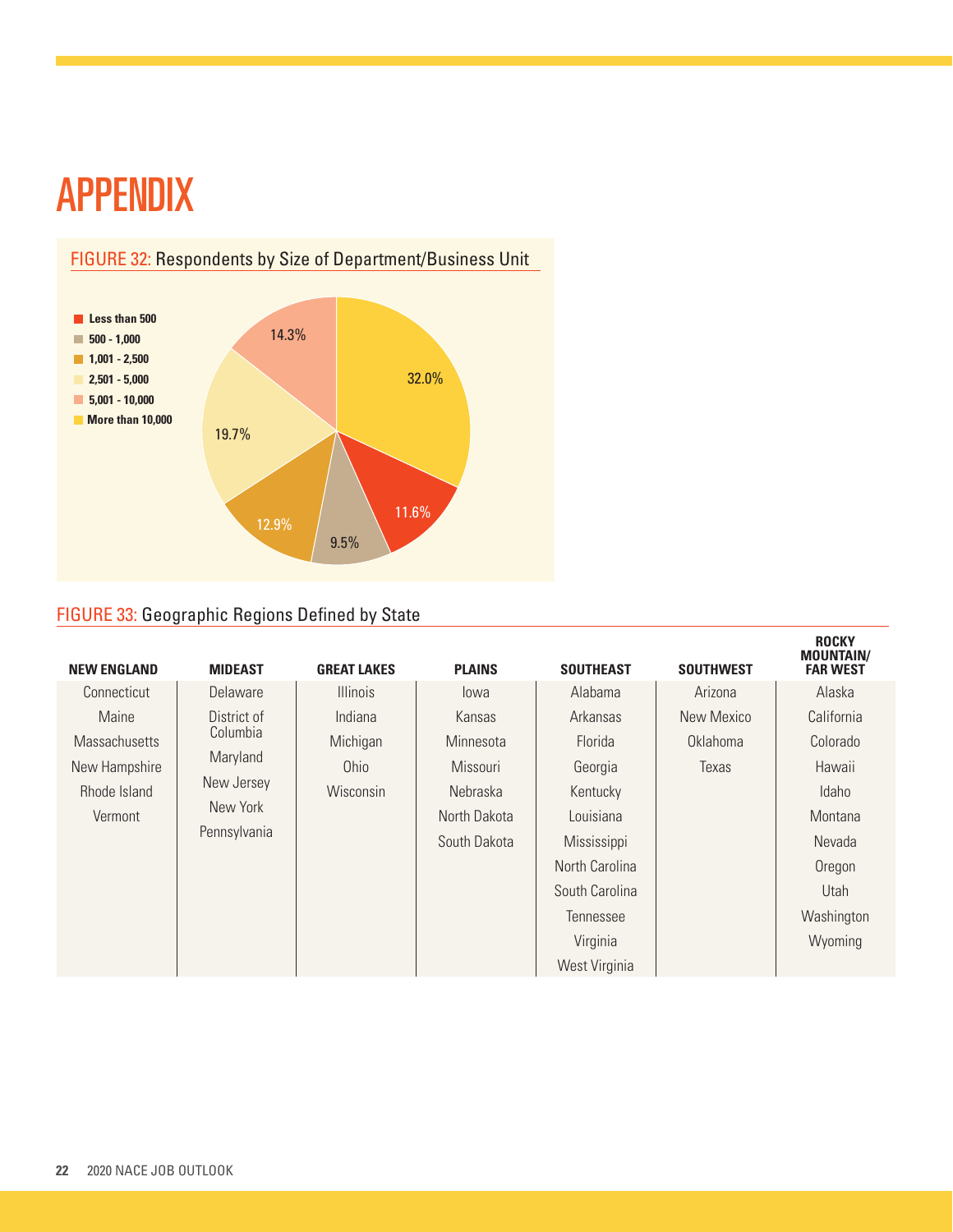# APPENDIX

FIGURE 32: Respondents by Size of Department/Business Unit

| Size | Percentage |
|---|---|
| Less than 500 | 11.6% |
| 500 - 1,000 | 9.5% |
| 1,001 - 2,500 | 12.9% |
| 2,501 - 5,000 | 19.7% |
| 5,001 - 10,000 | 14.3% |
| More than 10,000 | 32.0% |

FIGURE 33: Geographic Regions Defined by State

| NEW ENGLAND | MIDEAST | GREAT LAKES | PLAINS | SOUTHEAST | SOUTHWEST | ROCKY MOUNTAIN/ FAR WEST |
|---|---|---|---|---|---|---|
| Connecticut | Delaware | Illinois | Iowa | Alabama | Arizona | Alaska |
| Maine | District of Columbia | Indiana | Kansas | Arkansas | New Mexico | California |
| Massachusetts | Maryland | Michigan | Minnesota | Florida | Oklahoma | Colorado |
| New Hampshire | New Jersey | Ohio | Missouri | Georgia | Texas | Hawaii |
| Rhode Island | New York | Wisconsin | Nebraska | Kentucky | | Idaho |
| Vermont | Pennsylvania | | North Dakota | Louisiana | | Montana |
| | | | South Dakota | Mississippi | | Nevada |
| | | | | North Carolina | | Oregon |
| | | | | South Carolina | | Utah |
| | | | | Tennessee | | Washington |
| | | | | Virginia | | Wyoming |
| | | | | West Virginia | | |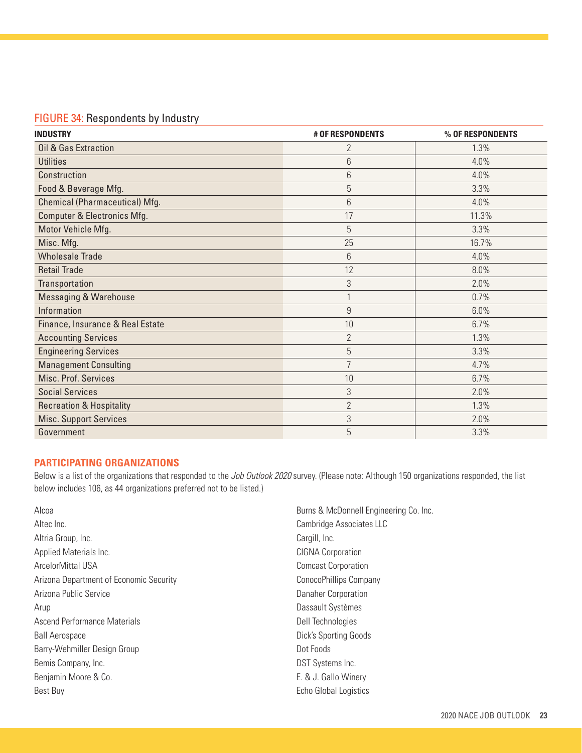FIGURE 34: Respondents by Industry

| INDUSTRY | # OF RESPONDENTS | % OF RESPONDENTS |
|---|---|---|
| Oil & Gas Extraction | 2 | 1.3% |
| Utilities | 6 | 4.0% |
| Construction | 6 | 4.0% |
| Food & Beverage Mfg. | 5 | 3.3% |
| Chemical (Pharmaceutical) Mfg. | 6 | 4.0% |
| Computer & Electronics Mfg. | 17 | 11.3% |
| Motor Vehicle Mfg. | 5 | 3.3% |
| Misc. Mfg. | 25 | 16.7% |
| Wholesale Trade | 6 | 4.0% |
| Retail Trade | 12 | 8.0% |
| Transportation | 3 | 2.0% |
| Messaging & Warehouse | 1 | 0.7% |
| Information | 9 | 6.0% |
| Finance, Insurance & Real Estate | 10 | 6.7% |
| Accounting Services | 2 | 1.3% |
| Engineering Services | 5 | 3.3% |
| Management Consulting | 7 | 4.7% |
| Misc. Prof. Services | 10 | 6.7% |
| Social Services | 3 | 2.0% |
| Recreation & Hospitality | 2 | 1.3% |
| Misc. Support Services | 3 | 2.0% |
| Government | 5 | 3.3% |

## PARTICIPATING ORGANIZATIONS

Below is a list of the organizations that responded to the *Job Outlook 2020* survey. (Please note: Although 150 organizations responded, the list below includes 106, as 44 organizations preferred not to be listed.)

Alcoa
Altec Inc.
Altria Group, Inc.
Applied Materials Inc.
ArcelorMittal USA
Arizona Department of Economic Security
Arizona Public Service
Arup
Ascend Performance Materials
Ball Aerospace
Barry-Wehmiller Design Group
Bemis Company, Inc.
Benjamin Moore & Co.
Best Buy
Burns & McDonnell Engineering Co. Inc.
Cambridge Associates LLC
Cargill, Inc.
CIGNA Corporation
Comcast Corporation
ConocoPhillips Company
Danaher Corporation
Dassault Systèmes
Dell Technologies
Dick's Sporting Goods
Dot Foods
DST Systems Inc.
E. & J. Gallo Winery
Echo Global Logistics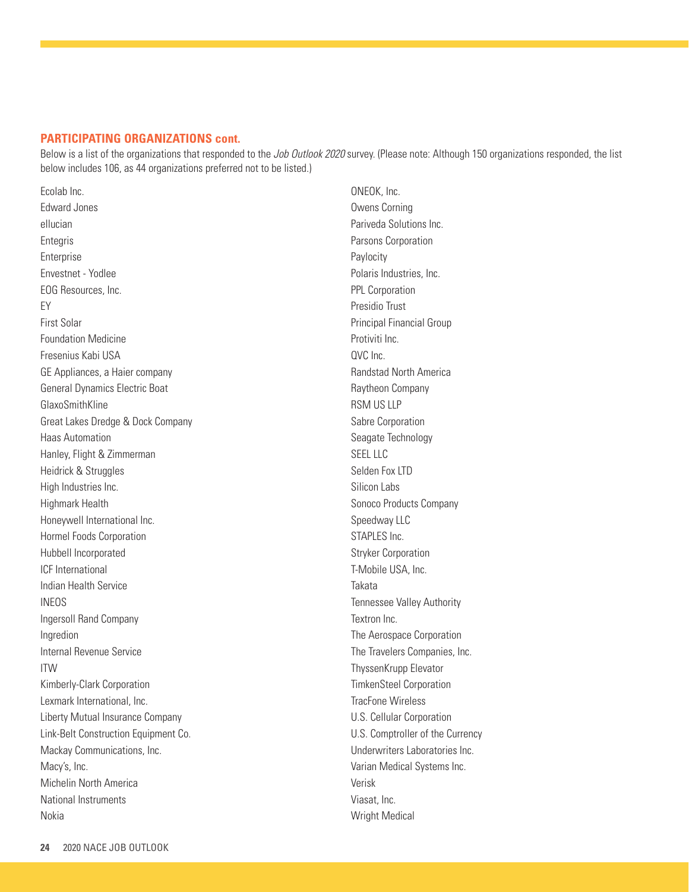## PARTICIPATING ORGANIZATIONS cont.

Below is a list of the organizations that responded to the *Job Outlook 2020* survey. (Please note: Although 150 organizations responded, the list below includes 106, as 44 organizations preferred not to be listed.)

Ecolab Inc.
Edward Jones
ellucian
Entegris
Enterprise
Envestnet - Yodlee
EOG Resources, Inc.
EY
First Solar
Foundation Medicine
Fresenius Kabi USA
GE Appliances, a Haier company
General Dynamics Electric Boat
GlaxoSmithKline
Great Lakes Dredge & Dock Company
Haas Automation
Hanley, Flight & Zimmerman
Heidrick & Struggles
High Industries Inc.
Highmark Health
Honeywell International Inc.
Hormel Foods Corporation
Hubbell Incorporated
ICF International
Indian Health Service
INEOS
Ingersoll Rand Company
Ingredion
Internal Revenue Service
ITW
Kimberly-Clark Corporation
Lexmark International, Inc.
Liberty Mutual Insurance Company
Link-Belt Construction Equipment Co.
Mackay Communications, Inc.
Macy's, Inc.
Michelin North America
National Instruments
Nokia
ONEOK, Inc.
Owens Corning
Pariveda Solutions Inc.
Parsons Corporation
Paylocity
Polaris Industries, Inc.
PPL Corporation
Presidio Trust
Principal Financial Group
Protiviti Inc.
QVC Inc.
Randstad North America
Raytheon Company
RSM US LLP
Sabre Corporation
Seagate Technology
SEEL LLC
Selden Fox LTD
Silicon Labs
Sonoco Products Company
Speedway LLC
STAPLES Inc.
Stryker Corporation
T-Mobile USA, Inc.
Takata
Tennessee Valley Authority
Textron Inc.
The Aerospace Corporation
The Travelers Companies, Inc.
ThyssenKrupp Elevator
TimkenSteel Corporation
TracFone Wireless
U.S. Cellular Corporation
U.S. Comptroller of the Currency
Underwriters Laboratories Inc.
Varian Medical Systems Inc.
Verisk
Viasat, Inc.
Wright Medical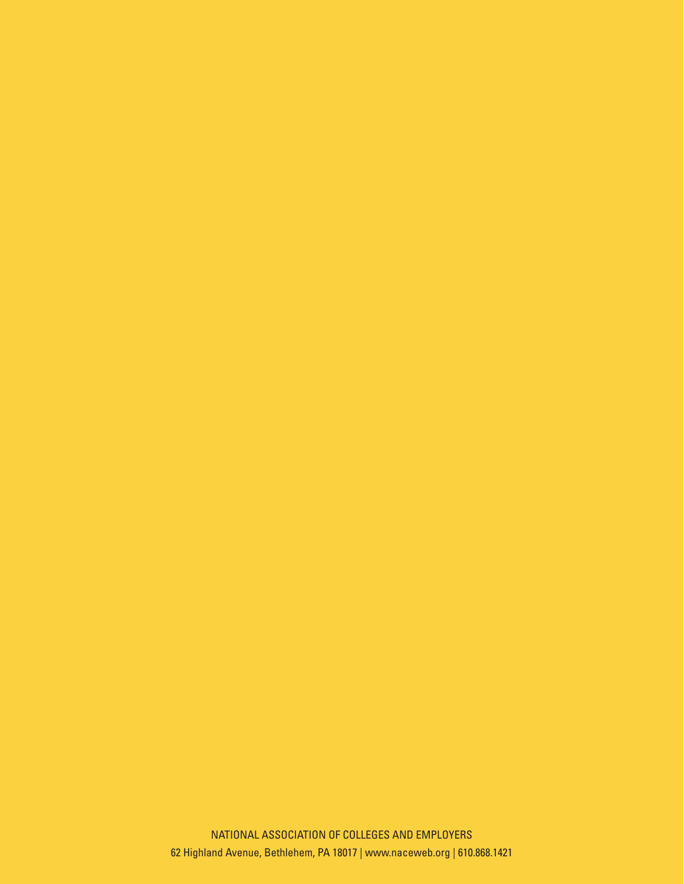NATIONAL ASSOCIATION OF COLLEGES AND EMPLOYERS

62 Highland Avenue, Bethlehem, PA 18017 | www.naceweb.org | 610.868.1421